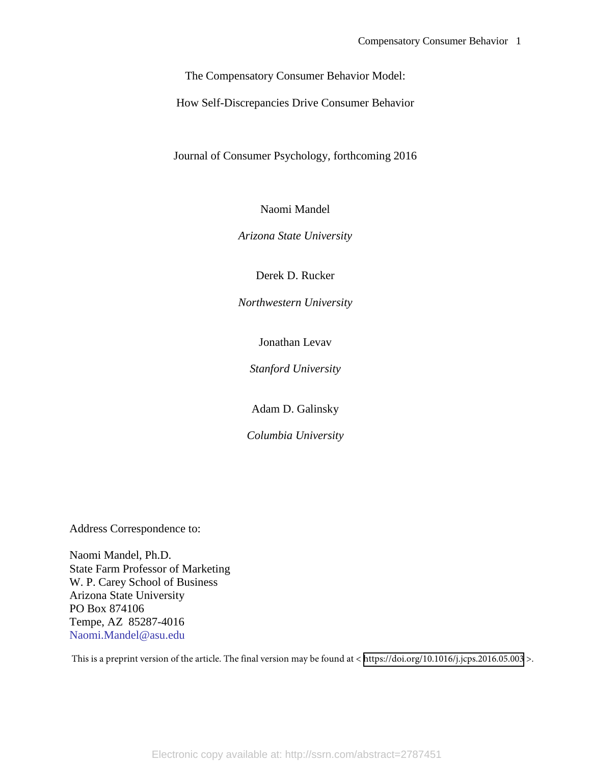# The Compensatory Consumer Behavior Model:

## How Self-Discrepancies Drive Consumer Behavior

Journal of Consumer Psychology, forthcoming 2016

Naomi Mandel

*Arizona State University*

Derek D. Rucker

*Northwestern University*

Jonathan Levav

*Stanford University*

Adam D. Galinsky

*Columbia University*

Address Correspondence to:

Naomi Mandel, Ph.D.
State Farm Professor of Marketing
W. P. Carey School of Business
Arizona State University
PO Box 874106
Tempe, AZ 85287-4016
Naomi.Mandel@asu.edu

This is a preprint version of the article. The final version may be found at < https://doi.org/10.1016/j.jcps.2016.05.003 >.

Electronic copy available at: http://ssrn.com/abstract=2787451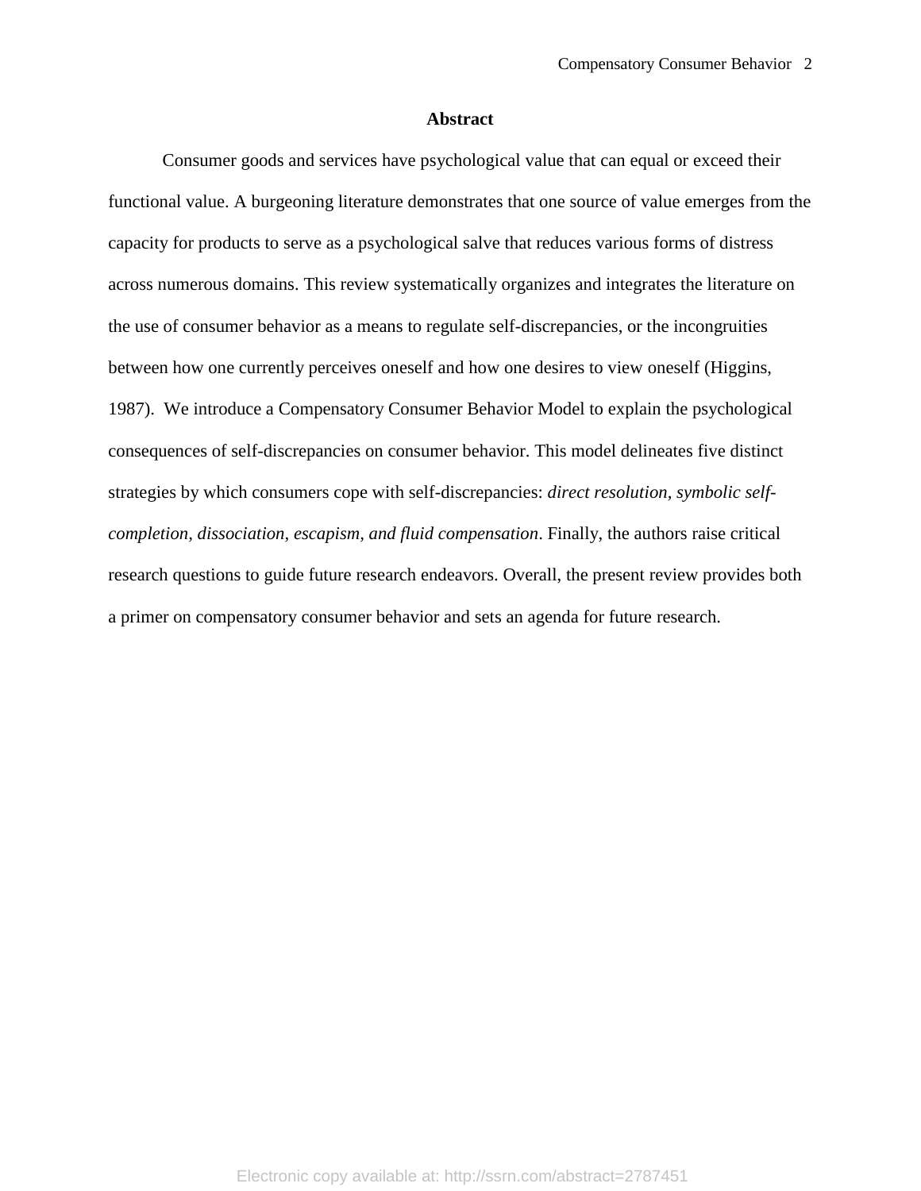## Abstract

Consumer goods and services have psychological value that can equal or exceed their functional value. A burgeoning literature demonstrates that one source of value emerges from the capacity for products to serve as a psychological salve that reduces various forms of distress across numerous domains. This review systematically organizes and integrates the literature on the use of consumer behavior as a means to regulate self-discrepancies, or the incongruities between how one currently perceives oneself and how one desires to view oneself (Higgins, 1987). We introduce a Compensatory Consumer Behavior Model to explain the psychological consequences of self-discrepancies on consumer behavior. This model delineates five distinct strategies by which consumers cope with self-discrepancies: *direct resolution, symbolic self-completion, dissociation, escapism, and fluid compensation*. Finally, the authors raise critical research questions to guide future research endeavors. Overall, the present review provides both a primer on compensatory consumer behavior and sets an agenda for future research.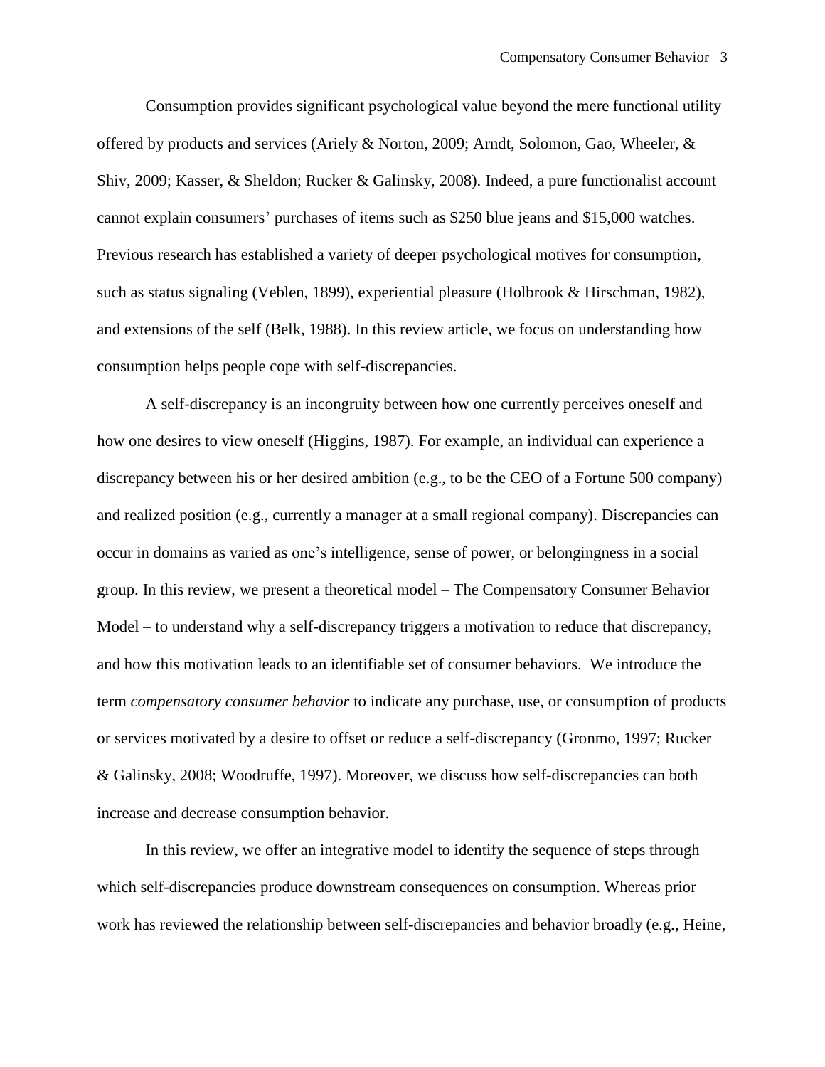Consumption provides significant psychological value beyond the mere functional utility offered by products and services (Ariely & Norton, 2009; Arndt, Solomon, Gao, Wheeler, & Shiv, 2009; Kasser, & Sheldon; Rucker & Galinsky, 2008). Indeed, a pure functionalist account cannot explain consumers' purchases of items such as $250 blue jeans and $15,000 watches. Previous research has established a variety of deeper psychological motives for consumption, such as status signaling (Veblen, 1899), experiential pleasure (Holbrook & Hirschman, 1982), and extensions of the self (Belk, 1988). In this review article, we focus on understanding how consumption helps people cope with self-discrepancies.

A self-discrepancy is an incongruity between how one currently perceives oneself and how one desires to view oneself (Higgins, 1987). For example, an individual can experience a discrepancy between his or her desired ambition (e.g., to be the CEO of a Fortune 500 company) and realized position (e.g., currently a manager at a small regional company). Discrepancies can occur in domains as varied as one's intelligence, sense of power, or belongingness in a social group. In this review, we present a theoretical model – The Compensatory Consumer Behavior Model – to understand why a self-discrepancy triggers a motivation to reduce that discrepancy, and how this motivation leads to an identifiable set of consumer behaviors. We introduce the term *compensatory consumer behavior* to indicate any purchase, use, or consumption of products or services motivated by a desire to offset or reduce a self-discrepancy (Gronmo, 1997; Rucker & Galinsky, 2008; Woodruffe, 1997). Moreover, we discuss how self-discrepancies can both increase and decrease consumption behavior.

In this review, we offer an integrative model to identify the sequence of steps through which self-discrepancies produce downstream consequences on consumption. Whereas prior work has reviewed the relationship between self-discrepancies and behavior broadly (e.g., Heine,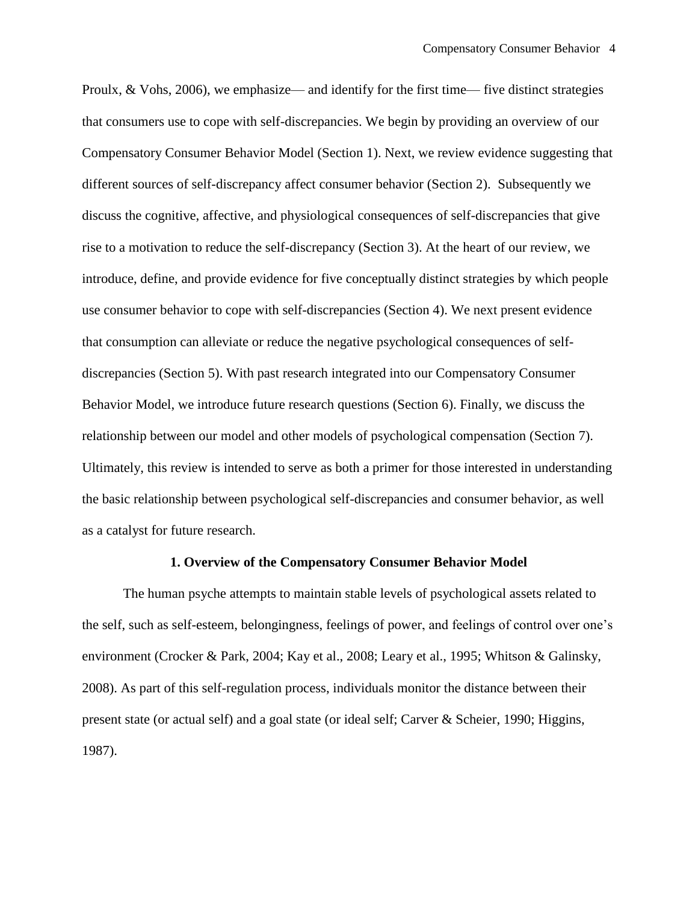Proulx, & Vohs, 2006), we emphasize— and identify for the first time— five distinct strategies that consumers use to cope with self-discrepancies. We begin by providing an overview of our Compensatory Consumer Behavior Model (Section 1). Next, we review evidence suggesting that different sources of self-discrepancy affect consumer behavior (Section 2). Subsequently we discuss the cognitive, affective, and physiological consequences of self-discrepancies that give rise to a motivation to reduce the self-discrepancy (Section 3). At the heart of our review, we introduce, define, and provide evidence for five conceptually distinct strategies by which people use consumer behavior to cope with self-discrepancies (Section 4). We next present evidence that consumption can alleviate or reduce the negative psychological consequences of self-discrepancies (Section 5). With past research integrated into our Compensatory Consumer Behavior Model, we introduce future research questions (Section 6). Finally, we discuss the relationship between our model and other models of psychological compensation (Section 7). Ultimately, this review is intended to serve as both a primer for those interested in understanding the basic relationship between psychological self-discrepancies and consumer behavior, as well as a catalyst for future research.

## 1. Overview of the Compensatory Consumer Behavior Model

The human psyche attempts to maintain stable levels of psychological assets related to the self, such as self-esteem, belongingness, feelings of power, and feelings of control over one's environment (Crocker & Park, 2004; Kay et al., 2008; Leary et al., 1995; Whitson & Galinsky, 2008). As part of this self-regulation process, individuals monitor the distance between their present state (or actual self) and a goal state (or ideal self; Carver & Scheier, 1990; Higgins, 1987).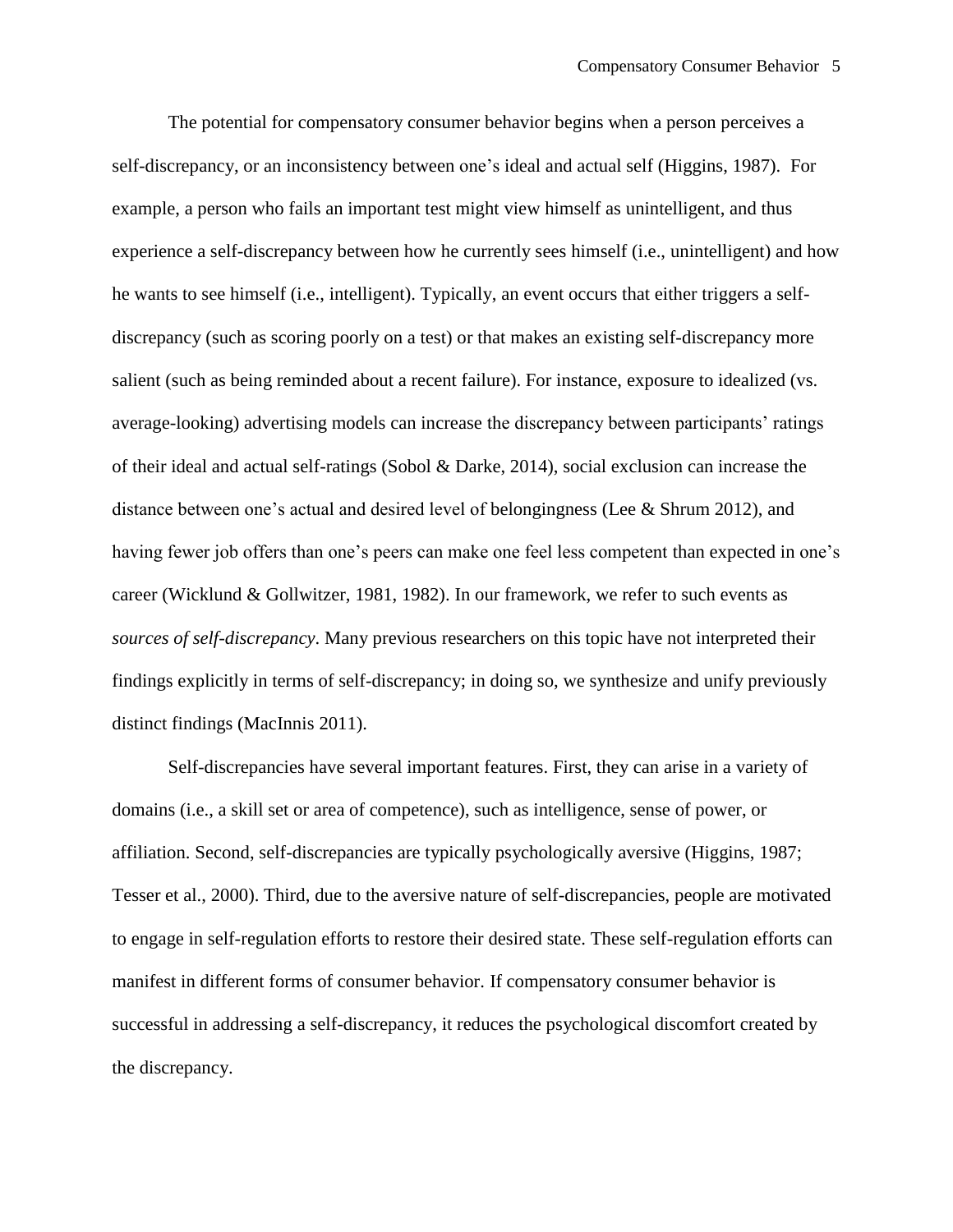The potential for compensatory consumer behavior begins when a person perceives a self-discrepancy, or an inconsistency between one's ideal and actual self (Higgins, 1987). For example, a person who fails an important test might view himself as unintelligent, and thus experience a self-discrepancy between how he currently sees himself (i.e., unintelligent) and how he wants to see himself (i.e., intelligent). Typically, an event occurs that either triggers a self-discrepancy (such as scoring poorly on a test) or that makes an existing self-discrepancy more salient (such as being reminded about a recent failure). For instance, exposure to idealized (vs. average-looking) advertising models can increase the discrepancy between participants' ratings of their ideal and actual self-ratings (Sobol & Darke, 2014), social exclusion can increase the distance between one's actual and desired level of belongingness (Lee & Shrum 2012), and having fewer job offers than one's peers can make one feel less competent than expected in one's career (Wicklund & Gollwitzer, 1981, 1982). In our framework, we refer to such events as *sources of self-discrepancy*. Many previous researchers on this topic have not interpreted their findings explicitly in terms of self-discrepancy; in doing so, we synthesize and unify previously distinct findings (MacInnis 2011).

Self-discrepancies have several important features. First, they can arise in a variety of domains (i.e., a skill set or area of competence), such as intelligence, sense of power, or affiliation. Second, self-discrepancies are typically psychologically aversive (Higgins, 1987; Tesser et al., 2000). Third, due to the aversive nature of self-discrepancies, people are motivated to engage in self-regulation efforts to restore their desired state. These self-regulation efforts can manifest in different forms of consumer behavior. If compensatory consumer behavior is successful in addressing a self-discrepancy, it reduces the psychological discomfort created by the discrepancy.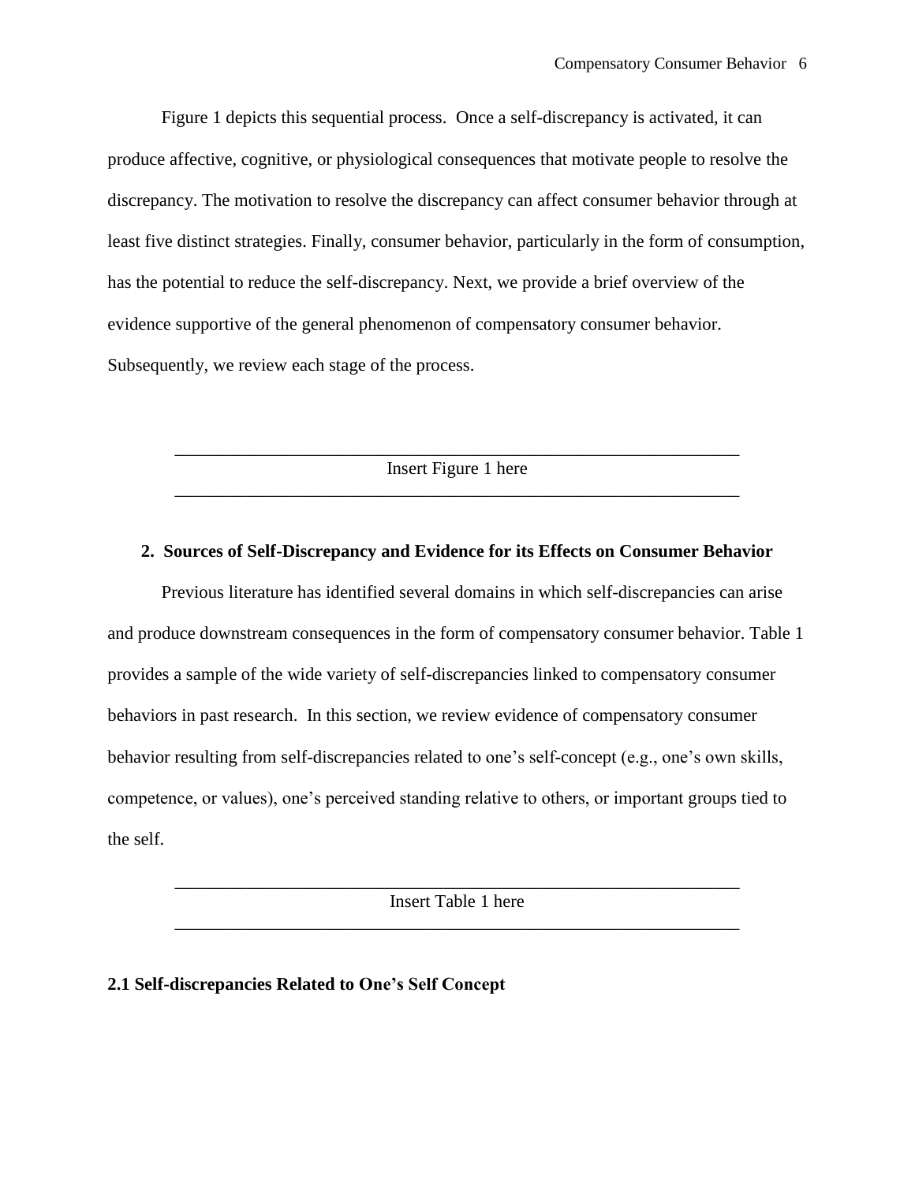Figure 1 depicts this sequential process. Once a self-discrepancy is activated, it can produce affective, cognitive, or physiological consequences that motivate people to resolve the discrepancy. The motivation to resolve the discrepancy can affect consumer behavior through at least five distinct strategies. Finally, consumer behavior, particularly in the form of consumption, has the potential to reduce the self-discrepancy. Next, we provide a brief overview of the evidence supportive of the general phenomenon of compensatory consumer behavior. Subsequently, we review each stage of the process.

---

Insert Figure 1 here

---

## 2. Sources of Self-Discrepancy and Evidence for its Effects on Consumer Behavior

Previous literature has identified several domains in which self-discrepancies can arise and produce downstream consequences in the form of compensatory consumer behavior. Table 1 provides a sample of the wide variety of self-discrepancies linked to compensatory consumer behaviors in past research. In this section, we review evidence of compensatory consumer behavior resulting from self-discrepancies related to one's self-concept (e.g., one's own skills, competence, or values), one's perceived standing relative to others, or important groups tied to the self.

---

Insert Table 1 here

---

### 2.1 Self-discrepancies Related to One's Self Concept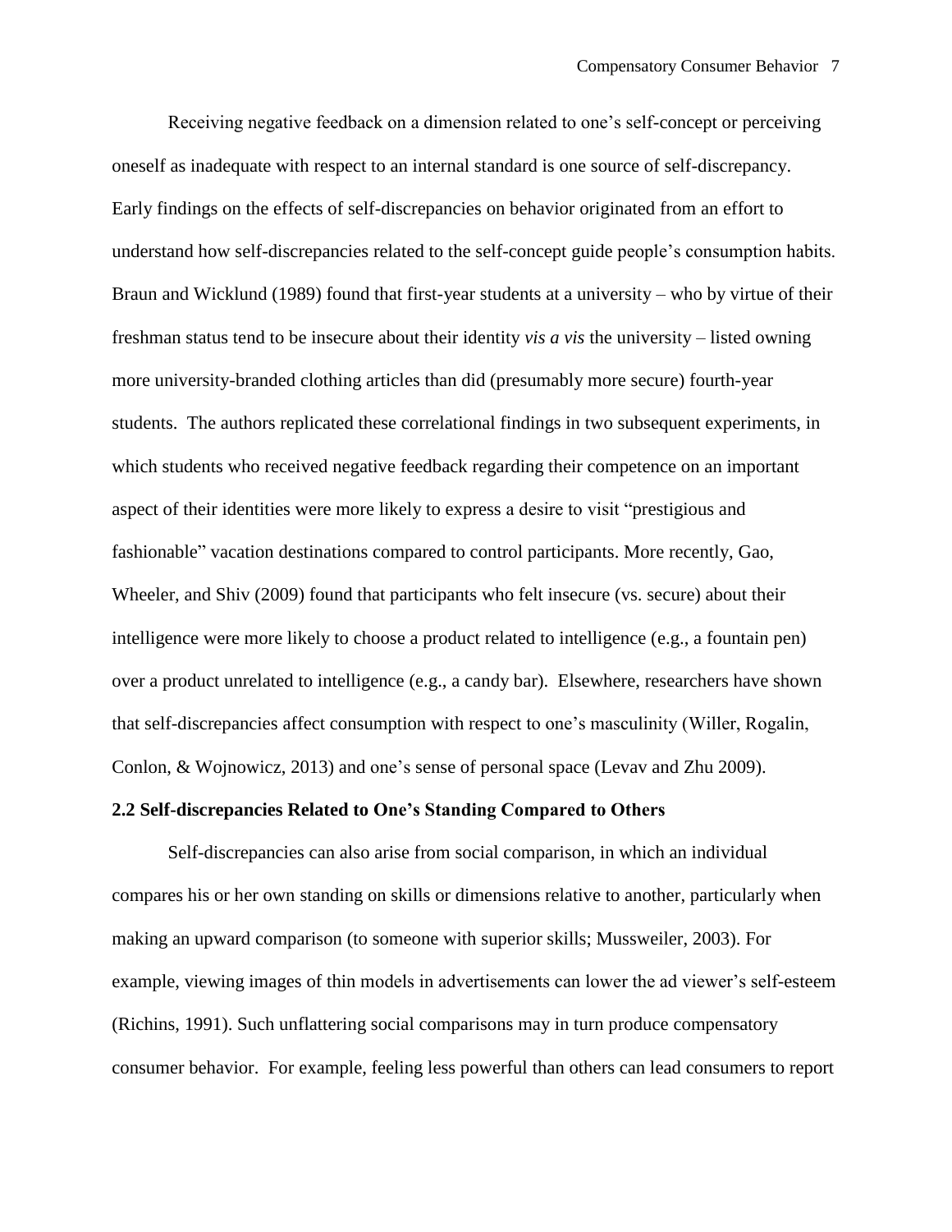Receiving negative feedback on a dimension related to one's self-concept or perceiving oneself as inadequate with respect to an internal standard is one source of self-discrepancy. Early findings on the effects of self-discrepancies on behavior originated from an effort to understand how self-discrepancies related to the self-concept guide people's consumption habits. Braun and Wicklund (1989) found that first-year students at a university – who by virtue of their freshman status tend to be insecure about their identity *vis a vis* the university – listed owning more university-branded clothing articles than did (presumably more secure) fourth-year students. The authors replicated these correlational findings in two subsequent experiments, in which students who received negative feedback regarding their competence on an important aspect of their identities were more likely to express a desire to visit "prestigious and fashionable" vacation destinations compared to control participants. More recently, Gao, Wheeler, and Shiv (2009) found that participants who felt insecure (vs. secure) about their intelligence were more likely to choose a product related to intelligence (e.g., a fountain pen) over a product unrelated to intelligence (e.g., a candy bar). Elsewhere, researchers have shown that self-discrepancies affect consumption with respect to one's masculinity (Willer, Rogalin, Conlon, & Wojnowicz, 2013) and one's sense of personal space (Levav and Zhu 2009).

### 2.2 Self-discrepancies Related to One's Standing Compared to Others

Self-discrepancies can also arise from social comparison, in which an individual compares his or her own standing on skills or dimensions relative to another, particularly when making an upward comparison (to someone with superior skills; Mussweiler, 2003). For example, viewing images of thin models in advertisements can lower the ad viewer's self-esteem (Richins, 1991). Such unflattering social comparisons may in turn produce compensatory consumer behavior. For example, feeling less powerful than others can lead consumers to report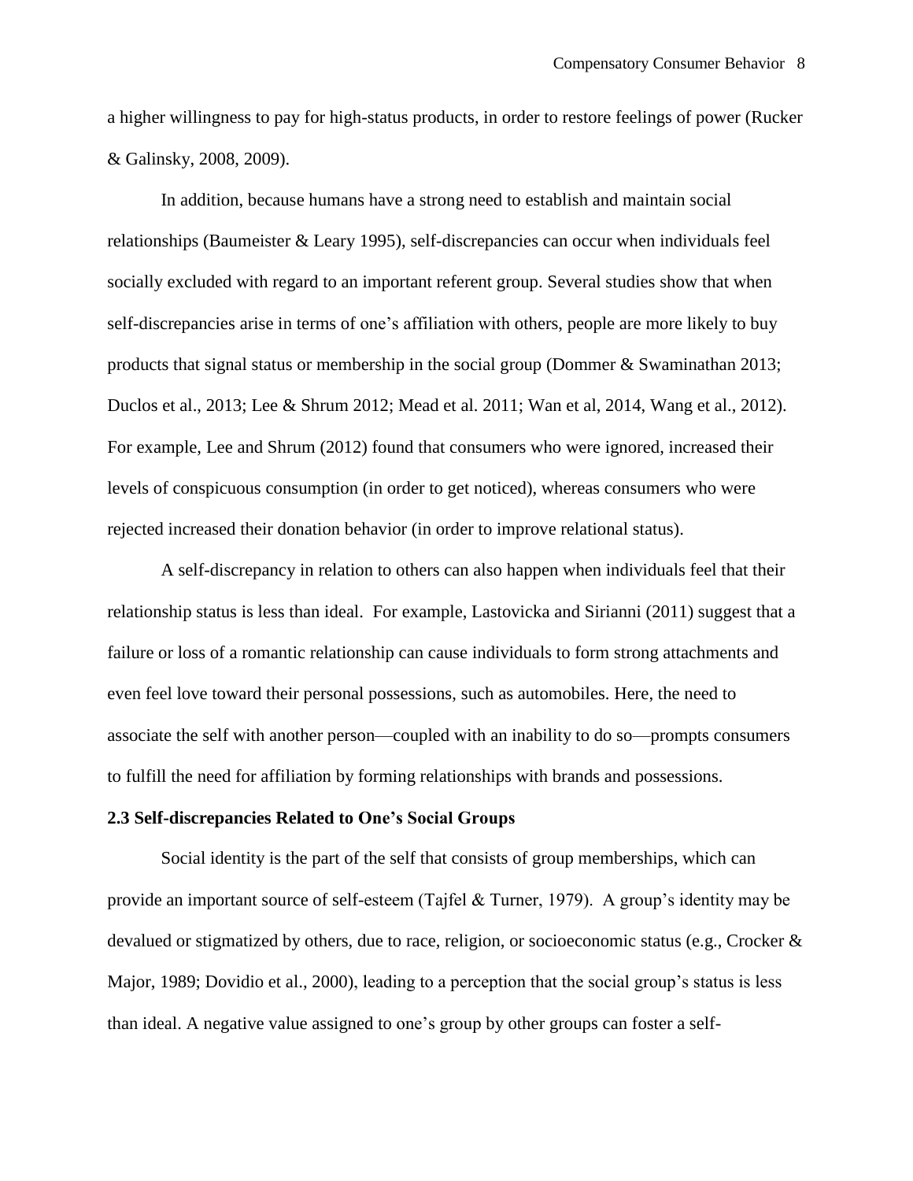a higher willingness to pay for high-status products, in order to restore feelings of power (Rucker & Galinsky, 2008, 2009).

In addition, because humans have a strong need to establish and maintain social relationships (Baumeister & Leary 1995), self-discrepancies can occur when individuals feel socially excluded with regard to an important referent group. Several studies show that when self-discrepancies arise in terms of one's affiliation with others, people are more likely to buy products that signal status or membership in the social group (Dommer & Swaminathan 2013; Duclos et al., 2013; Lee & Shrum 2012; Mead et al. 2011; Wan et al, 2014, Wang et al., 2012). For example, Lee and Shrum (2012) found that consumers who were ignored, increased their levels of conspicuous consumption (in order to get noticed), whereas consumers who were rejected increased their donation behavior (in order to improve relational status).

A self-discrepancy in relation to others can also happen when individuals feel that their relationship status is less than ideal. For example, Lastovicka and Sirianni (2011) suggest that a failure or loss of a romantic relationship can cause individuals to form strong attachments and even feel love toward their personal possessions, such as automobiles. Here, the need to associate the self with another person—coupled with an inability to do so—prompts consumers to fulfill the need for affiliation by forming relationships with brands and possessions.

### 2.3 Self-discrepancies Related to One's Social Groups

Social identity is the part of the self that consists of group memberships, which can provide an important source of self-esteem (Tajfel & Turner, 1979). A group's identity may be devalued or stigmatized by others, due to race, religion, or socioeconomic status (e.g., Crocker & Major, 1989; Dovidio et al., 2000), leading to a perception that the social group's status is less than ideal. A negative value assigned to one's group by other groups can foster a self-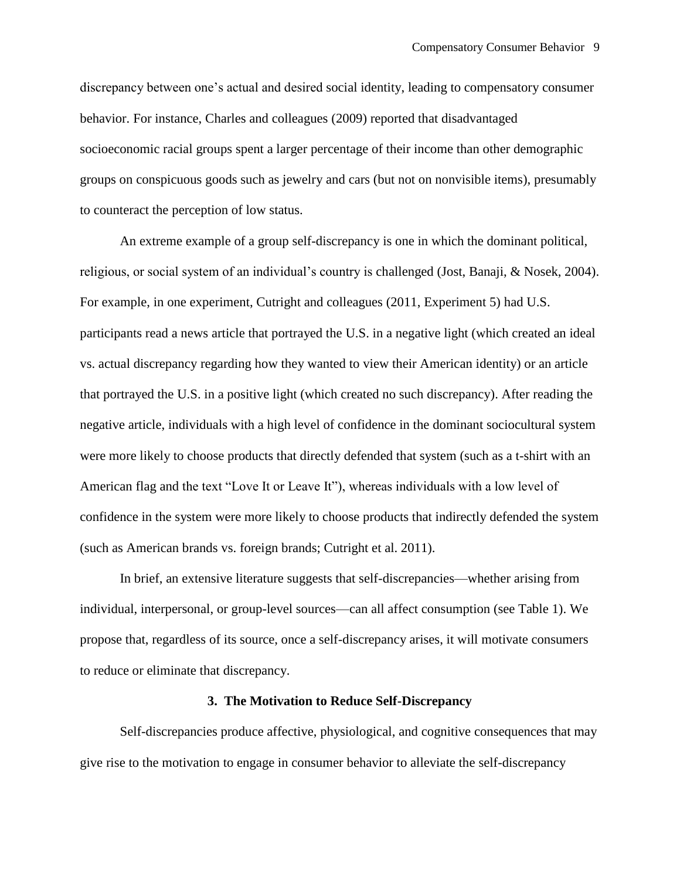discrepancy between one's actual and desired social identity, leading to compensatory consumer behavior. For instance, Charles and colleagues (2009) reported that disadvantaged socioeconomic racial groups spent a larger percentage of their income than other demographic groups on conspicuous goods such as jewelry and cars (but not on nonvisible items), presumably to counteract the perception of low status.

An extreme example of a group self-discrepancy is one in which the dominant political, religious, or social system of an individual's country is challenged (Jost, Banaji, & Nosek, 2004). For example, in one experiment, Cutright and colleagues (2011, Experiment 5) had U.S. participants read a news article that portrayed the U.S. in a negative light (which created an ideal vs. actual discrepancy regarding how they wanted to view their American identity) or an article that portrayed the U.S. in a positive light (which created no such discrepancy). After reading the negative article, individuals with a high level of confidence in the dominant sociocultural system were more likely to choose products that directly defended that system (such as a t-shirt with an American flag and the text "Love It or Leave It"), whereas individuals with a low level of confidence in the system were more likely to choose products that indirectly defended the system (such as American brands vs. foreign brands; Cutright et al. 2011).

In brief, an extensive literature suggests that self-discrepancies—whether arising from individual, interpersonal, or group-level sources—can all affect consumption (see Table 1). We propose that, regardless of its source, once a self-discrepancy arises, it will motivate consumers to reduce or eliminate that discrepancy.

## 3. The Motivation to Reduce Self-Discrepancy

Self-discrepancies produce affective, physiological, and cognitive consequences that may give rise to the motivation to engage in consumer behavior to alleviate the self-discrepancy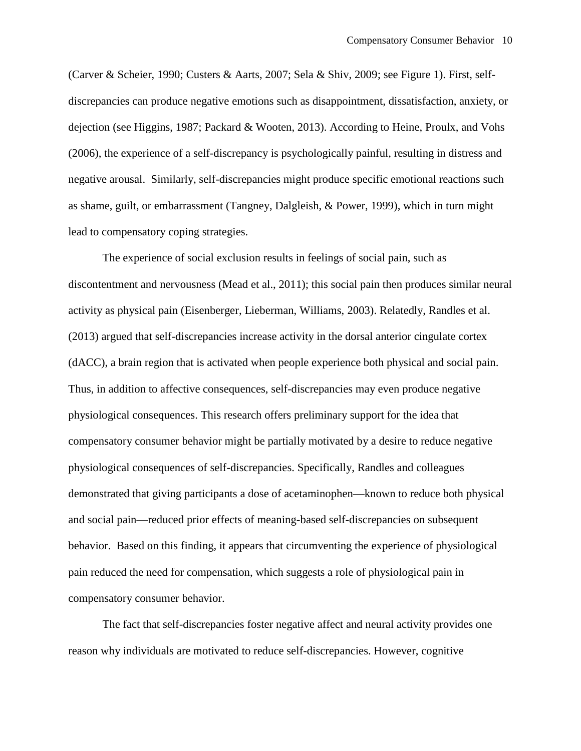(Carver & Scheier, 1990; Custers & Aarts, 2007; Sela & Shiv, 2009; see Figure 1). First, self-discrepancies can produce negative emotions such as disappointment, dissatisfaction, anxiety, or dejection (see Higgins, 1987; Packard & Wooten, 2013). According to Heine, Proulx, and Vohs (2006), the experience of a self-discrepancy is psychologically painful, resulting in distress and negative arousal. Similarly, self-discrepancies might produce specific emotional reactions such as shame, guilt, or embarrassment (Tangney, Dalgleish, & Power, 1999), which in turn might lead to compensatory coping strategies.

The experience of social exclusion results in feelings of social pain, such as discontentment and nervousness (Mead et al., 2011); this social pain then produces similar neural activity as physical pain (Eisenberger, Lieberman, Williams, 2003). Relatedly, Randles et al. (2013) argued that self-discrepancies increase activity in the dorsal anterior cingulate cortex (dACC), a brain region that is activated when people experience both physical and social pain. Thus, in addition to affective consequences, self-discrepancies may even produce negative physiological consequences. This research offers preliminary support for the idea that compensatory consumer behavior might be partially motivated by a desire to reduce negative physiological consequences of self-discrepancies. Specifically, Randles and colleagues demonstrated that giving participants a dose of acetaminophen—known to reduce both physical and social pain—reduced prior effects of meaning-based self-discrepancies on subsequent behavior. Based on this finding, it appears that circumventing the experience of physiological pain reduced the need for compensation, which suggests a role of physiological pain in compensatory consumer behavior.

The fact that self-discrepancies foster negative affect and neural activity provides one reason why individuals are motivated to reduce self-discrepancies. However, cognitive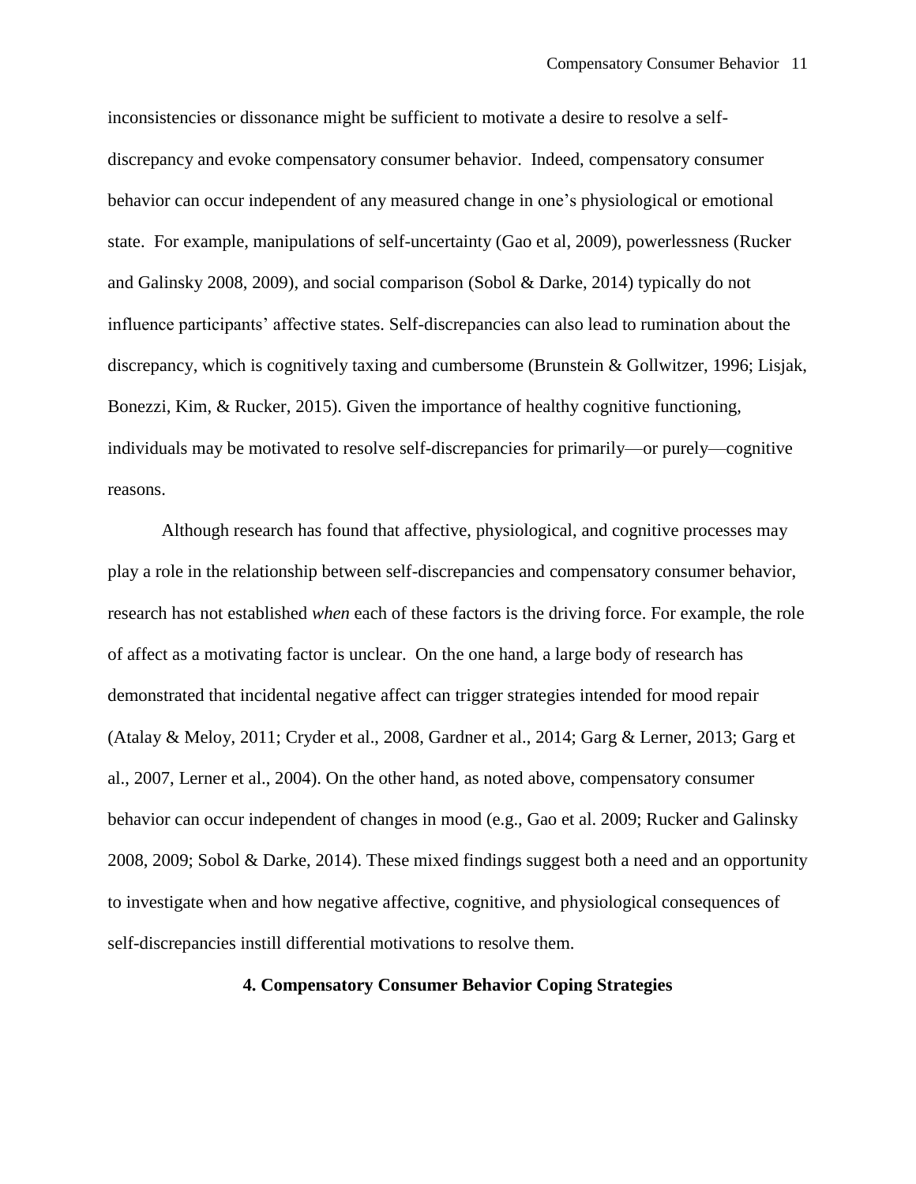inconsistencies or dissonance might be sufficient to motivate a desire to resolve a self-discrepancy and evoke compensatory consumer behavior. Indeed, compensatory consumer behavior can occur independent of any measured change in one's physiological or emotional state. For example, manipulations of self-uncertainty (Gao et al, 2009), powerlessness (Rucker and Galinsky 2008, 2009), and social comparison (Sobol & Darke, 2014) typically do not influence participants' affective states. Self-discrepancies can also lead to rumination about the discrepancy, which is cognitively taxing and cumbersome (Brunstein & Gollwitzer, 1996; Lisjak, Bonezzi, Kim, & Rucker, 2015). Given the importance of healthy cognitive functioning, individuals may be motivated to resolve self-discrepancies for primarily—or purely—cognitive reasons.

Although research has found that affective, physiological, and cognitive processes may play a role in the relationship between self-discrepancies and compensatory consumer behavior, research has not established *when* each of these factors is the driving force. For example, the role of affect as a motivating factor is unclear. On the one hand, a large body of research has demonstrated that incidental negative affect can trigger strategies intended for mood repair (Atalay & Meloy, 2011; Cryder et al., 2008, Gardner et al., 2014; Garg & Lerner, 2013; Garg et al., 2007, Lerner et al., 2004). On the other hand, as noted above, compensatory consumer behavior can occur independent of changes in mood (e.g., Gao et al. 2009; Rucker and Galinsky 2008, 2009; Sobol & Darke, 2014). These mixed findings suggest both a need and an opportunity to investigate when and how negative affective, cognitive, and physiological consequences of self-discrepancies instill differential motivations to resolve them.

## 4. Compensatory Consumer Behavior Coping Strategies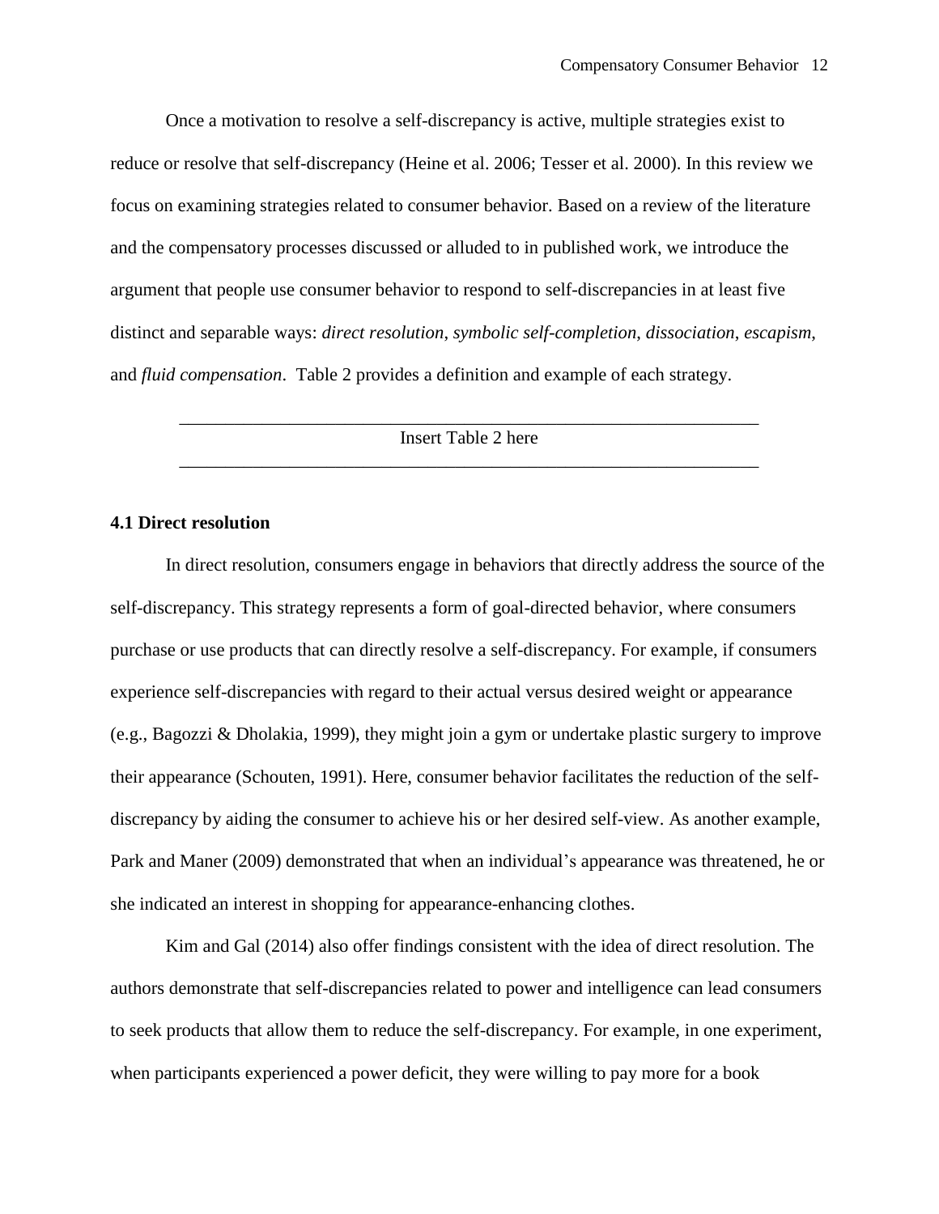Once a motivation to resolve a self-discrepancy is active, multiple strategies exist to reduce or resolve that self-discrepancy (Heine et al. 2006; Tesser et al. 2000). In this review we focus on examining strategies related to consumer behavior. Based on a review of the literature and the compensatory processes discussed or alluded to in published work, we introduce the argument that people use consumer behavior to respond to self-discrepancies in at least five distinct and separable ways: *direct resolution*, *symbolic self-completion*, *dissociation*, *escapism*, and *fluid compensation*. Table 2 provides a definition and example of each strategy.

---

Insert Table 2 here

---

### 4.1 Direct resolution

In direct resolution, consumers engage in behaviors that directly address the source of the self-discrepancy. This strategy represents a form of goal-directed behavior, where consumers purchase or use products that can directly resolve a self-discrepancy. For example, if consumers experience self-discrepancies with regard to their actual versus desired weight or appearance (e.g., Bagozzi & Dholakia, 1999), they might join a gym or undertake plastic surgery to improve their appearance (Schouten, 1991). Here, consumer behavior facilitates the reduction of the self-discrepancy by aiding the consumer to achieve his or her desired self-view. As another example, Park and Maner (2009) demonstrated that when an individual's appearance was threatened, he or she indicated an interest in shopping for appearance-enhancing clothes.

Kim and Gal (2014) also offer findings consistent with the idea of direct resolution. The authors demonstrate that self-discrepancies related to power and intelligence can lead consumers to seek products that allow them to reduce the self-discrepancy. For example, in one experiment, when participants experienced a power deficit, they were willing to pay more for a book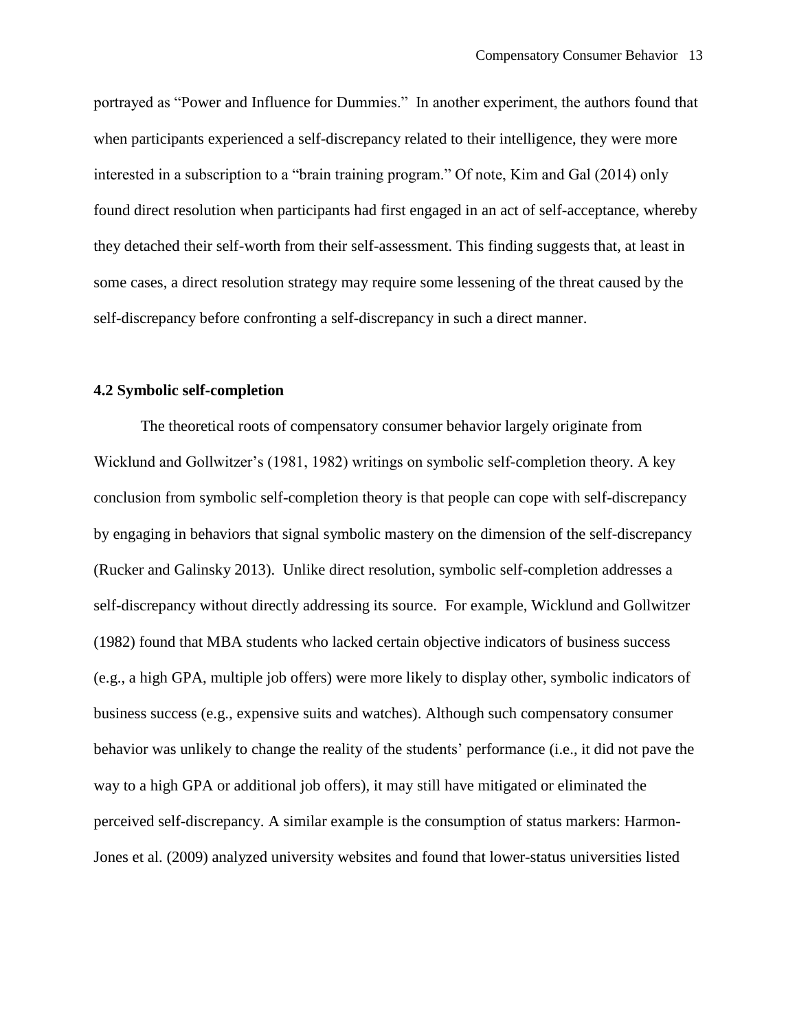portrayed as "Power and Influence for Dummies." In another experiment, the authors found that when participants experienced a self-discrepancy related to their intelligence, they were more interested in a subscription to a "brain training program." Of note, Kim and Gal (2014) only found direct resolution when participants had first engaged in an act of self-acceptance, whereby they detached their self-worth from their self-assessment. This finding suggests that, at least in some cases, a direct resolution strategy may require some lessening of the threat caused by the self-discrepancy before confronting a self-discrepancy in such a direct manner.

### 4.2 Symbolic self-completion

The theoretical roots of compensatory consumer behavior largely originate from Wicklund and Gollwitzer's (1981, 1982) writings on symbolic self-completion theory. A key conclusion from symbolic self-completion theory is that people can cope with self-discrepancy by engaging in behaviors that signal symbolic mastery on the dimension of the self-discrepancy (Rucker and Galinsky 2013). Unlike direct resolution, symbolic self-completion addresses a self-discrepancy without directly addressing its source. For example, Wicklund and Gollwitzer (1982) found that MBA students who lacked certain objective indicators of business success (e.g., a high GPA, multiple job offers) were more likely to display other, symbolic indicators of business success (e.g., expensive suits and watches). Although such compensatory consumer behavior was unlikely to change the reality of the students' performance (i.e., it did not pave the way to a high GPA or additional job offers), it may still have mitigated or eliminated the perceived self-discrepancy. A similar example is the consumption of status markers: Harmon-Jones et al. (2009) analyzed university websites and found that lower-status universities listed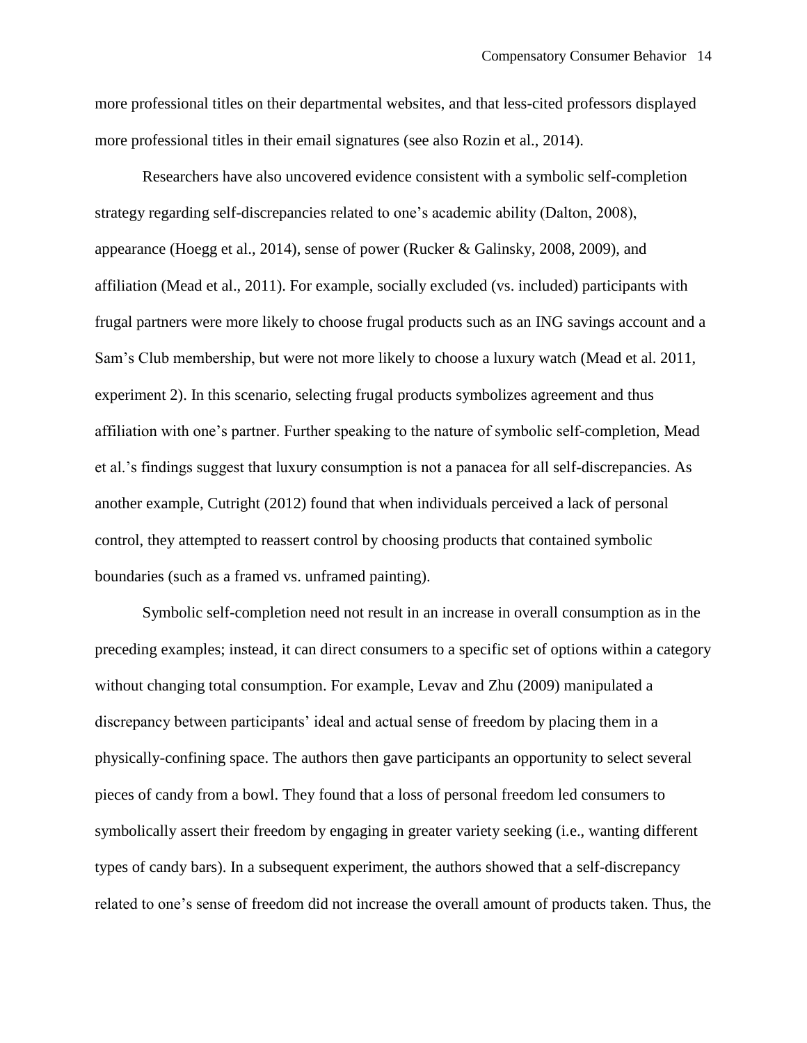more professional titles on their departmental websites, and that less-cited professors displayed more professional titles in their email signatures (see also Rozin et al., 2014).

Researchers have also uncovered evidence consistent with a symbolic self-completion strategy regarding self-discrepancies related to one's academic ability (Dalton, 2008), appearance (Hoegg et al., 2014), sense of power (Rucker & Galinsky, 2008, 2009), and affiliation (Mead et al., 2011). For example, socially excluded (vs. included) participants with frugal partners were more likely to choose frugal products such as an ING savings account and a Sam's Club membership, but were not more likely to choose a luxury watch (Mead et al. 2011, experiment 2). In this scenario, selecting frugal products symbolizes agreement and thus affiliation with one's partner. Further speaking to the nature of symbolic self-completion, Mead et al.'s findings suggest that luxury consumption is not a panacea for all self-discrepancies. As another example, Cutright (2012) found that when individuals perceived a lack of personal control, they attempted to reassert control by choosing products that contained symbolic boundaries (such as a framed vs. unframed painting).

Symbolic self-completion need not result in an increase in overall consumption as in the preceding examples; instead, it can direct consumers to a specific set of options within a category without changing total consumption. For example, Levav and Zhu (2009) manipulated a discrepancy between participants' ideal and actual sense of freedom by placing them in a physically-confining space. The authors then gave participants an opportunity to select several pieces of candy from a bowl. They found that a loss of personal freedom led consumers to symbolically assert their freedom by engaging in greater variety seeking (i.e., wanting different types of candy bars). In a subsequent experiment, the authors showed that a self-discrepancy related to one's sense of freedom did not increase the overall amount of products taken. Thus, the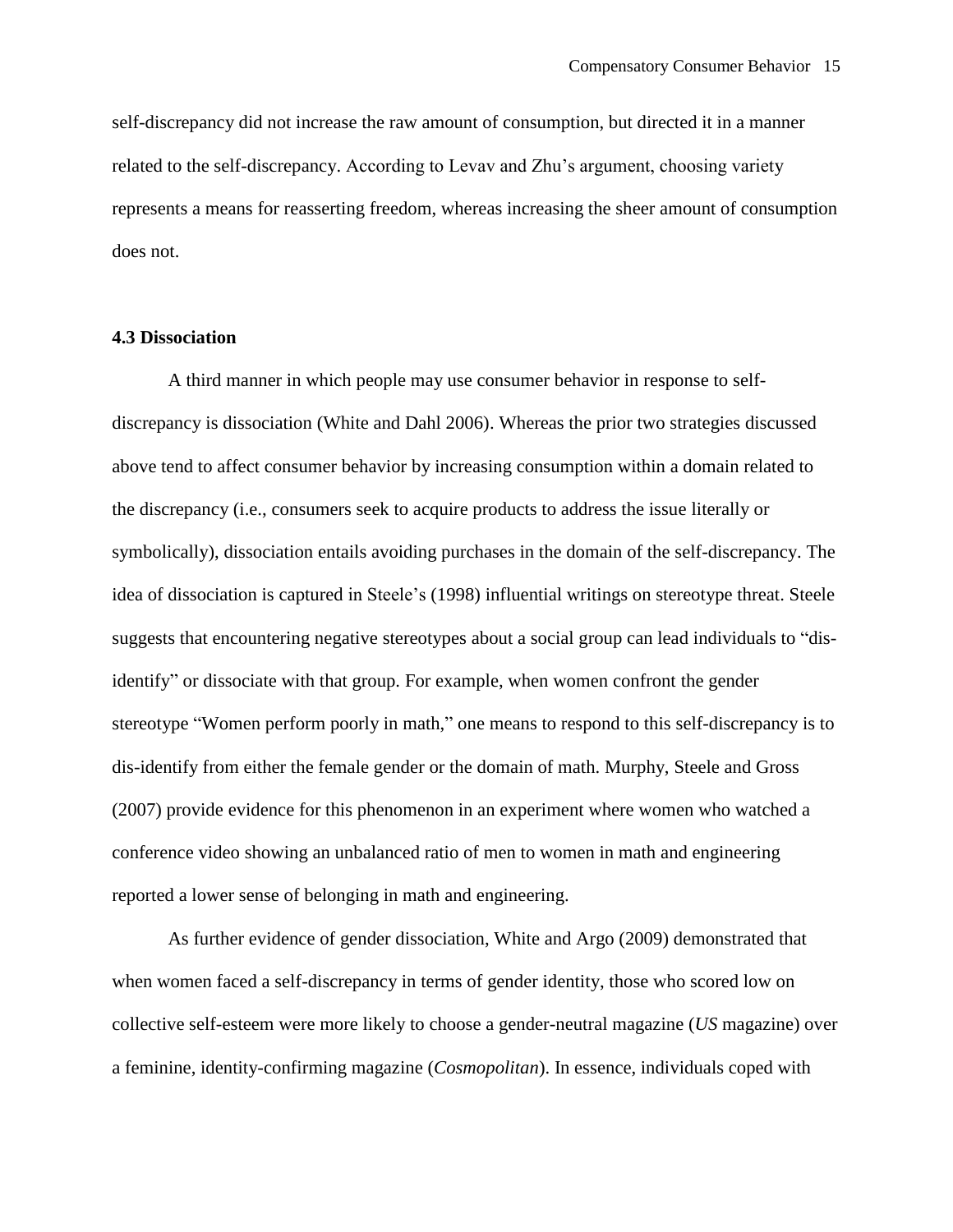self-discrepancy did not increase the raw amount of consumption, but directed it in a manner related to the self-discrepancy. According to Levav and Zhu's argument, choosing variety represents a means for reasserting freedom, whereas increasing the sheer amount of consumption does not.

### 4.3 Dissociation

A third manner in which people may use consumer behavior in response to self-discrepancy is dissociation (White and Dahl 2006). Whereas the prior two strategies discussed above tend to affect consumer behavior by increasing consumption within a domain related to the discrepancy (i.e., consumers seek to acquire products to address the issue literally or symbolically), dissociation entails avoiding purchases in the domain of the self-discrepancy. The idea of dissociation is captured in Steele's (1998) influential writings on stereotype threat. Steele suggests that encountering negative stereotypes about a social group can lead individuals to "dis-identify" or dissociate with that group. For example, when women confront the gender stereotype "Women perform poorly in math," one means to respond to this self-discrepancy is to dis-identify from either the female gender or the domain of math. Murphy, Steele and Gross (2007) provide evidence for this phenomenon in an experiment where women who watched a conference video showing an unbalanced ratio of men to women in math and engineering reported a lower sense of belonging in math and engineering.

As further evidence of gender dissociation, White and Argo (2009) demonstrated that when women faced a self-discrepancy in terms of gender identity, those who scored low on collective self-esteem were more likely to choose a gender-neutral magazine (*US* magazine) over a feminine, identity-confirming magazine (*Cosmopolitan*). In essence, individuals coped with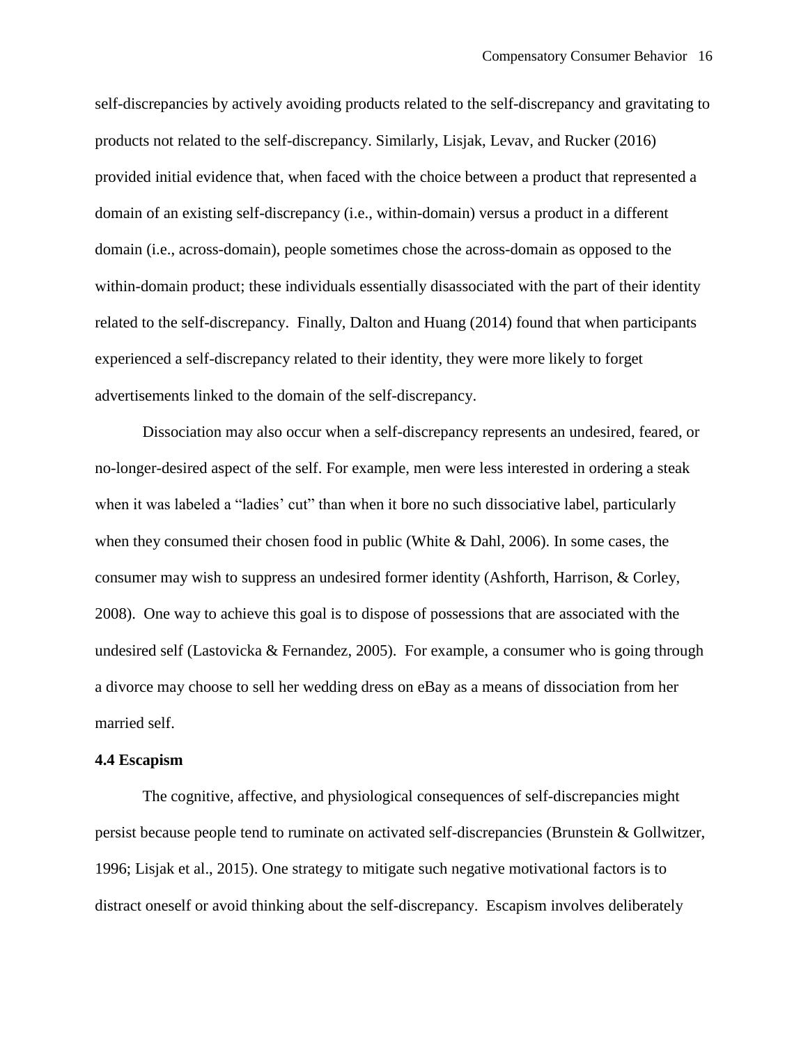self-discrepancies by actively avoiding products related to the self-discrepancy and gravitating to products not related to the self-discrepancy. Similarly, Lisjak, Levav, and Rucker (2016) provided initial evidence that, when faced with the choice between a product that represented a domain of an existing self-discrepancy (i.e., within-domain) versus a product in a different domain (i.e., across-domain), people sometimes chose the across-domain as opposed to the within-domain product; these individuals essentially disassociated with the part of their identity related to the self-discrepancy. Finally, Dalton and Huang (2014) found that when participants experienced a self-discrepancy related to their identity, they were more likely to forget advertisements linked to the domain of the self-discrepancy.

Dissociation may also occur when a self-discrepancy represents an undesired, feared, or no-longer-desired aspect of the self. For example, men were less interested in ordering a steak when it was labeled a "ladies' cut" than when it bore no such dissociative label, particularly when they consumed their chosen food in public (White & Dahl, 2006). In some cases, the consumer may wish to suppress an undesired former identity (Ashforth, Harrison, & Corley, 2008). One way to achieve this goal is to dispose of possessions that are associated with the undesired self (Lastovicka & Fernandez, 2005). For example, a consumer who is going through a divorce may choose to sell her wedding dress on eBay as a means of dissociation from her married self.

### 4.4 Escapism

The cognitive, affective, and physiological consequences of self-discrepancies might persist because people tend to ruminate on activated self-discrepancies (Brunstein & Gollwitzer, 1996; Lisjak et al., 2015). One strategy to mitigate such negative motivational factors is to distract oneself or avoid thinking about the self-discrepancy. Escapism involves deliberately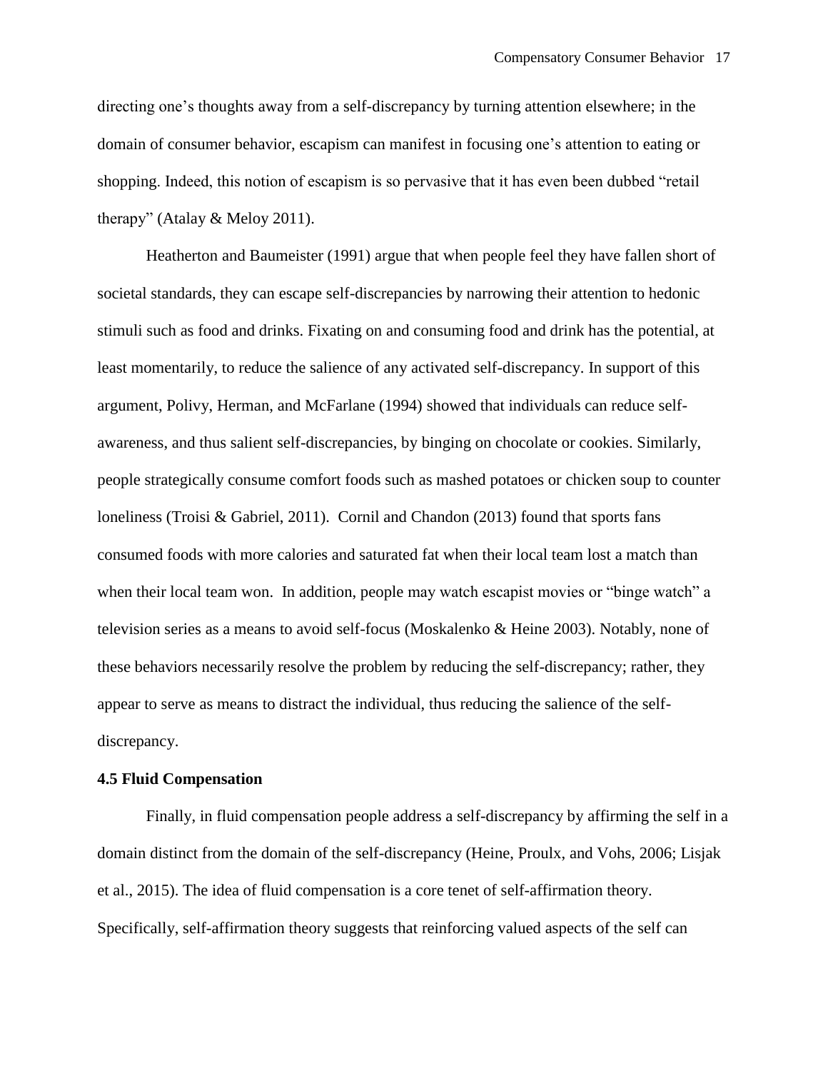directing one's thoughts away from a self-discrepancy by turning attention elsewhere; in the domain of consumer behavior, escapism can manifest in focusing one's attention to eating or shopping. Indeed, this notion of escapism is so pervasive that it has even been dubbed "retail therapy" (Atalay & Meloy 2011).

Heatherton and Baumeister (1991) argue that when people feel they have fallen short of societal standards, they can escape self-discrepancies by narrowing their attention to hedonic stimuli such as food and drinks. Fixating on and consuming food and drink has the potential, at least momentarily, to reduce the salience of any activated self-discrepancy. In support of this argument, Polivy, Herman, and McFarlane (1994) showed that individuals can reduce self-awareness, and thus salient self-discrepancies, by binging on chocolate or cookies. Similarly, people strategically consume comfort foods such as mashed potatoes or chicken soup to counter loneliness (Troisi & Gabriel, 2011). Cornil and Chandon (2013) found that sports fans consumed foods with more calories and saturated fat when their local team lost a match than when their local team won. In addition, people may watch escapist movies or "binge watch" a television series as a means to avoid self-focus (Moskalenko & Heine 2003). Notably, none of these behaviors necessarily resolve the problem by reducing the self-discrepancy; rather, they appear to serve as means to distract the individual, thus reducing the salience of the self-discrepancy.

**4.5 Fluid Compensation**

Finally, in fluid compensation people address a self-discrepancy by affirming the self in a domain distinct from the domain of the self-discrepancy (Heine, Proulx, and Vohs, 2006; Lisjak et al., 2015). The idea of fluid compensation is a core tenet of self-affirmation theory. Specifically, self-affirmation theory suggests that reinforcing valued aspects of the self can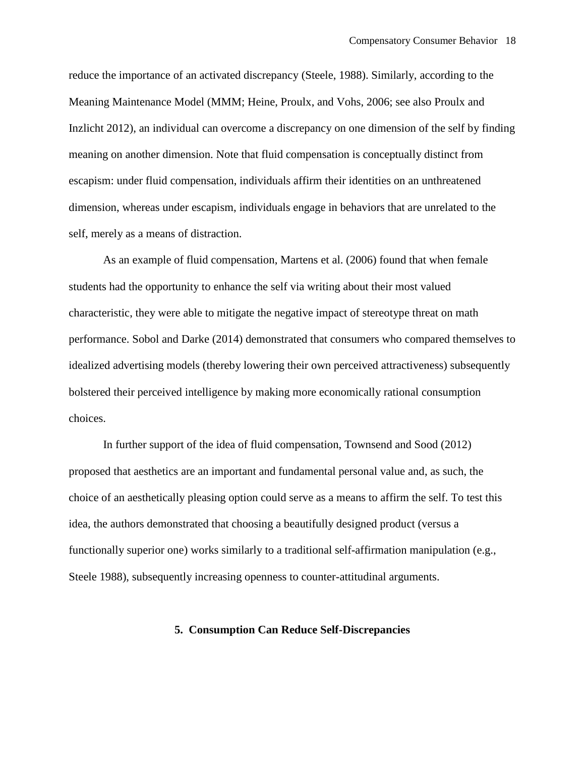reduce the importance of an activated discrepancy (Steele, 1988). Similarly, according to the Meaning Maintenance Model (MMM; Heine, Proulx, and Vohs, 2006; see also Proulx and Inzlicht 2012), an individual can overcome a discrepancy on one dimension of the self by finding meaning on another dimension. Note that fluid compensation is conceptually distinct from escapism: under fluid compensation, individuals affirm their identities on an unthreatened dimension, whereas under escapism, individuals engage in behaviors that are unrelated to the self, merely as a means of distraction.

As an example of fluid compensation, Martens et al. (2006) found that when female students had the opportunity to enhance the self via writing about their most valued characteristic, they were able to mitigate the negative impact of stereotype threat on math performance. Sobol and Darke (2014) demonstrated that consumers who compared themselves to idealized advertising models (thereby lowering their own perceived attractiveness) subsequently bolstered their perceived intelligence by making more economically rational consumption choices.

In further support of the idea of fluid compensation, Townsend and Sood (2012) proposed that aesthetics are an important and fundamental personal value and, as such, the choice of an aesthetically pleasing option could serve as a means to affirm the self. To test this idea, the authors demonstrated that choosing a beautifully designed product (versus a functionally superior one) works similarly to a traditional self-affirmation manipulation (e.g., Steele 1988), subsequently increasing openness to counter-attitudinal arguments.

## 5. Consumption Can Reduce Self-Discrepancies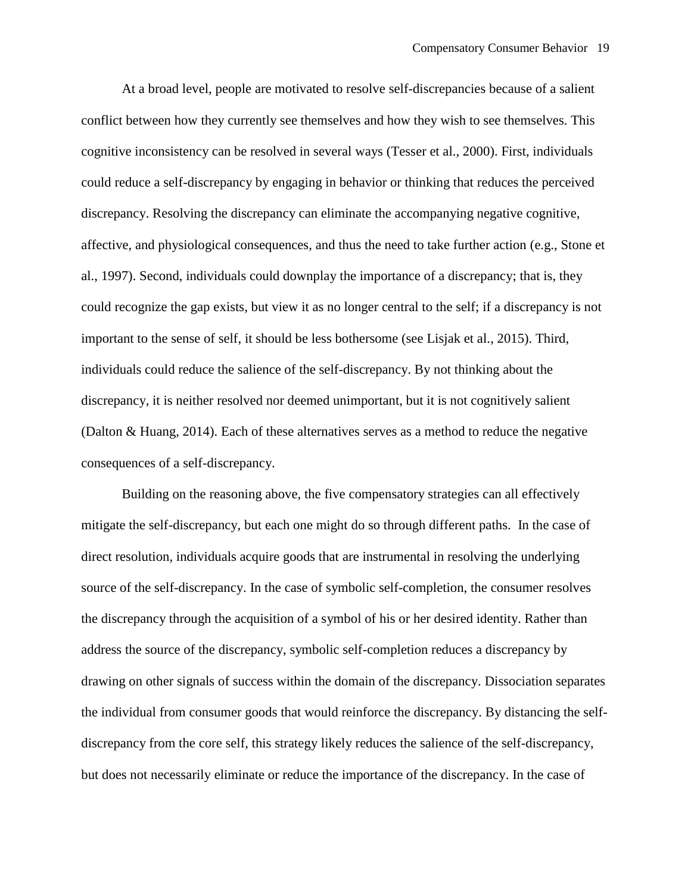At a broad level, people are motivated to resolve self-discrepancies because of a salient conflict between how they currently see themselves and how they wish to see themselves. This cognitive inconsistency can be resolved in several ways (Tesser et al., 2000). First, individuals could reduce a self-discrepancy by engaging in behavior or thinking that reduces the perceived discrepancy. Resolving the discrepancy can eliminate the accompanying negative cognitive, affective, and physiological consequences, and thus the need to take further action (e.g., Stone et al., 1997). Second, individuals could downplay the importance of a discrepancy; that is, they could recognize the gap exists, but view it as no longer central to the self; if a discrepancy is not important to the sense of self, it should be less bothersome (see Lisjak et al., 2015). Third, individuals could reduce the salience of the self-discrepancy. By not thinking about the discrepancy, it is neither resolved nor deemed unimportant, but it is not cognitively salient (Dalton & Huang, 2014). Each of these alternatives serves as a method to reduce the negative consequences of a self-discrepancy.

Building on the reasoning above, the five compensatory strategies can all effectively mitigate the self-discrepancy, but each one might do so through different paths. In the case of direct resolution, individuals acquire goods that are instrumental in resolving the underlying source of the self-discrepancy. In the case of symbolic self-completion, the consumer resolves the discrepancy through the acquisition of a symbol of his or her desired identity. Rather than address the source of the discrepancy, symbolic self-completion reduces a discrepancy by drawing on other signals of success within the domain of the discrepancy. Dissociation separates the individual from consumer goods that would reinforce the discrepancy. By distancing the self-discrepancy from the core self, this strategy likely reduces the salience of the self-discrepancy, but does not necessarily eliminate or reduce the importance of the discrepancy. In the case of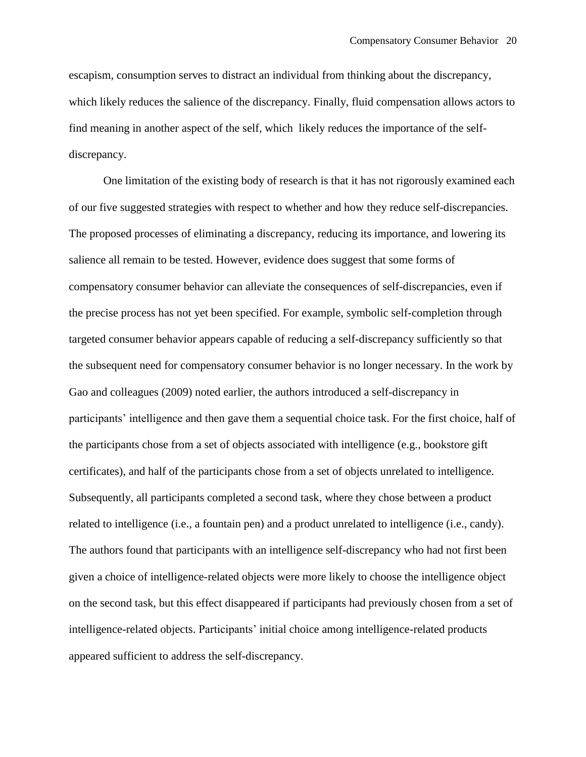escapism, consumption serves to distract an individual from thinking about the discrepancy, which likely reduces the salience of the discrepancy. Finally, fluid compensation allows actors to find meaning in another aspect of the self, which likely reduces the importance of the self-discrepancy.

One limitation of the existing body of research is that it has not rigorously examined each of our five suggested strategies with respect to whether and how they reduce self-discrepancies. The proposed processes of eliminating a discrepancy, reducing its importance, and lowering its salience all remain to be tested. However, evidence does suggest that some forms of compensatory consumer behavior can alleviate the consequences of self-discrepancies, even if the precise process has not yet been specified. For example, symbolic self-completion through targeted consumer behavior appears capable of reducing a self-discrepancy sufficiently so that the subsequent need for compensatory consumer behavior is no longer necessary. In the work by Gao and colleagues (2009) noted earlier, the authors introduced a self-discrepancy in participants' intelligence and then gave them a sequential choice task. For the first choice, half of the participants chose from a set of objects associated with intelligence (e.g., bookstore gift certificates), and half of the participants chose from a set of objects unrelated to intelligence. Subsequently, all participants completed a second task, where they chose between a product related to intelligence (i.e., a fountain pen) and a product unrelated to intelligence (i.e., candy). The authors found that participants with an intelligence self-discrepancy who had not first been given a choice of intelligence-related objects were more likely to choose the intelligence object on the second task, but this effect disappeared if participants had previously chosen from a set of intelligence-related objects. Participants' initial choice among intelligence-related products appeared sufficient to address the self-discrepancy.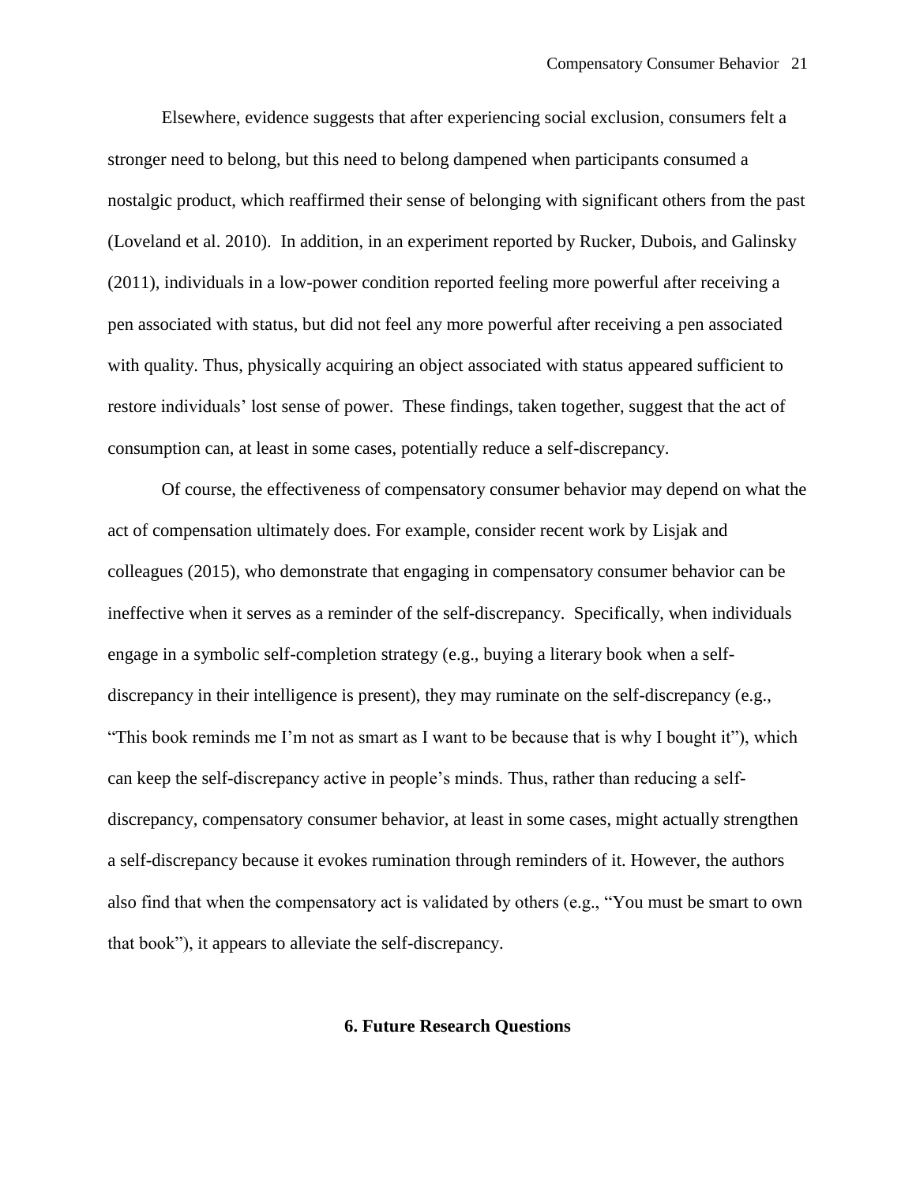Elsewhere, evidence suggests that after experiencing social exclusion, consumers felt a stronger need to belong, but this need to belong dampened when participants consumed a nostalgic product, which reaffirmed their sense of belonging with significant others from the past (Loveland et al. 2010). In addition, in an experiment reported by Rucker, Dubois, and Galinsky (2011), individuals in a low-power condition reported feeling more powerful after receiving a pen associated with status, but did not feel any more powerful after receiving a pen associated with quality. Thus, physically acquiring an object associated with status appeared sufficient to restore individuals' lost sense of power. These findings, taken together, suggest that the act of consumption can, at least in some cases, potentially reduce a self-discrepancy.

Of course, the effectiveness of compensatory consumer behavior may depend on what the act of compensation ultimately does. For example, consider recent work by Lisjak and colleagues (2015), who demonstrate that engaging in compensatory consumer behavior can be ineffective when it serves as a reminder of the self-discrepancy. Specifically, when individuals engage in a symbolic self-completion strategy (e.g., buying a literary book when a self-discrepancy in their intelligence is present), they may ruminate on the self-discrepancy (e.g., "This book reminds me I'm not as smart as I want to be because that is why I bought it"), which can keep the self-discrepancy active in people's minds. Thus, rather than reducing a self-discrepancy, compensatory consumer behavior, at least in some cases, might actually strengthen a self-discrepancy because it evokes rumination through reminders of it. However, the authors also find that when the compensatory act is validated by others (e.g., "You must be smart to own that book"), it appears to alleviate the self-discrepancy.

## 6. Future Research Questions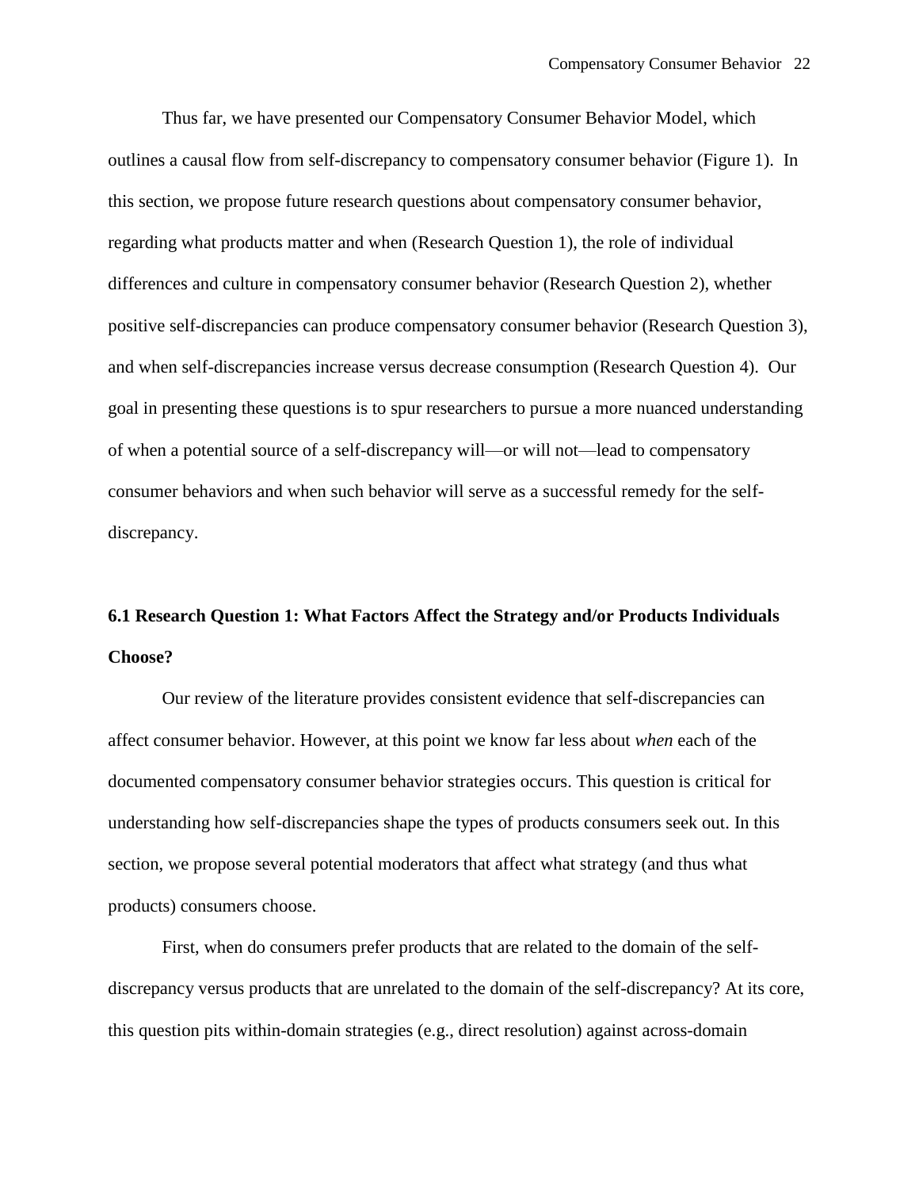Thus far, we have presented our Compensatory Consumer Behavior Model, which outlines a causal flow from self-discrepancy to compensatory consumer behavior (Figure 1). In this section, we propose future research questions about compensatory consumer behavior, regarding what products matter and when (Research Question 1), the role of individual differences and culture in compensatory consumer behavior (Research Question 2), whether positive self-discrepancies can produce compensatory consumer behavior (Research Question 3), and when self-discrepancies increase versus decrease consumption (Research Question 4). Our goal in presenting these questions is to spur researchers to pursue a more nuanced understanding of when a potential source of a self-discrepancy will—or will not—lead to compensatory consumer behaviors and when such behavior will serve as a successful remedy for the self-discrepancy.

### 6.1 Research Question 1: What Factors Affect the Strategy and/or Products Individuals Choose?

Our review of the literature provides consistent evidence that self-discrepancies can affect consumer behavior. However, at this point we know far less about *when* each of the documented compensatory consumer behavior strategies occurs. This question is critical for understanding how self-discrepancies shape the types of products consumers seek out. In this section, we propose several potential moderators that affect what strategy (and thus what products) consumers choose.

First, when do consumers prefer products that are related to the domain of the self-discrepancy versus products that are unrelated to the domain of the self-discrepancy? At its core, this question pits within-domain strategies (e.g., direct resolution) against across-domain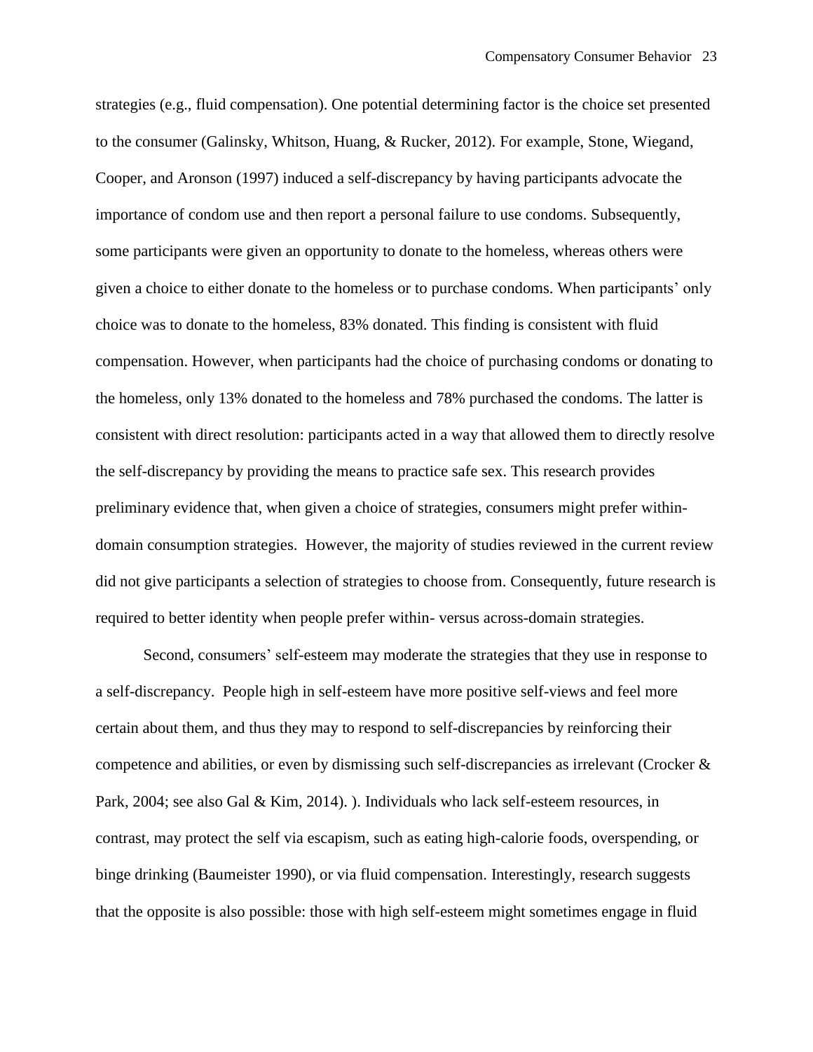strategies (e.g., fluid compensation). One potential determining factor is the choice set presented to the consumer (Galinsky, Whitson, Huang, & Rucker, 2012). For example, Stone, Wiegand, Cooper, and Aronson (1997) induced a self-discrepancy by having participants advocate the importance of condom use and then report a personal failure to use condoms. Subsequently, some participants were given an opportunity to donate to the homeless, whereas others were given a choice to either donate to the homeless or to purchase condoms. When participants' only choice was to donate to the homeless, 83% donated. This finding is consistent with fluid compensation. However, when participants had the choice of purchasing condoms or donating to the homeless, only 13% donated to the homeless and 78% purchased the condoms. The latter is consistent with direct resolution: participants acted in a way that allowed them to directly resolve the self-discrepancy by providing the means to practice safe sex. This research provides preliminary evidence that, when given a choice of strategies, consumers might prefer within-domain consumption strategies. However, the majority of studies reviewed in the current review did not give participants a selection of strategies to choose from. Consequently, future research is required to better identity when people prefer within- versus across-domain strategies.

Second, consumers' self-esteem may moderate the strategies that they use in response to a self-discrepancy. People high in self-esteem have more positive self-views and feel more certain about them, and thus they may to respond to self-discrepancies by reinforcing their competence and abilities, or even by dismissing such self-discrepancies as irrelevant (Crocker & Park, 2004; see also Gal & Kim, 2014). ). Individuals who lack self-esteem resources, in contrast, may protect the self via escapism, such as eating high-calorie foods, overspending, or binge drinking (Baumeister 1990), or via fluid compensation. Interestingly, research suggests that the opposite is also possible: those with high self-esteem might sometimes engage in fluid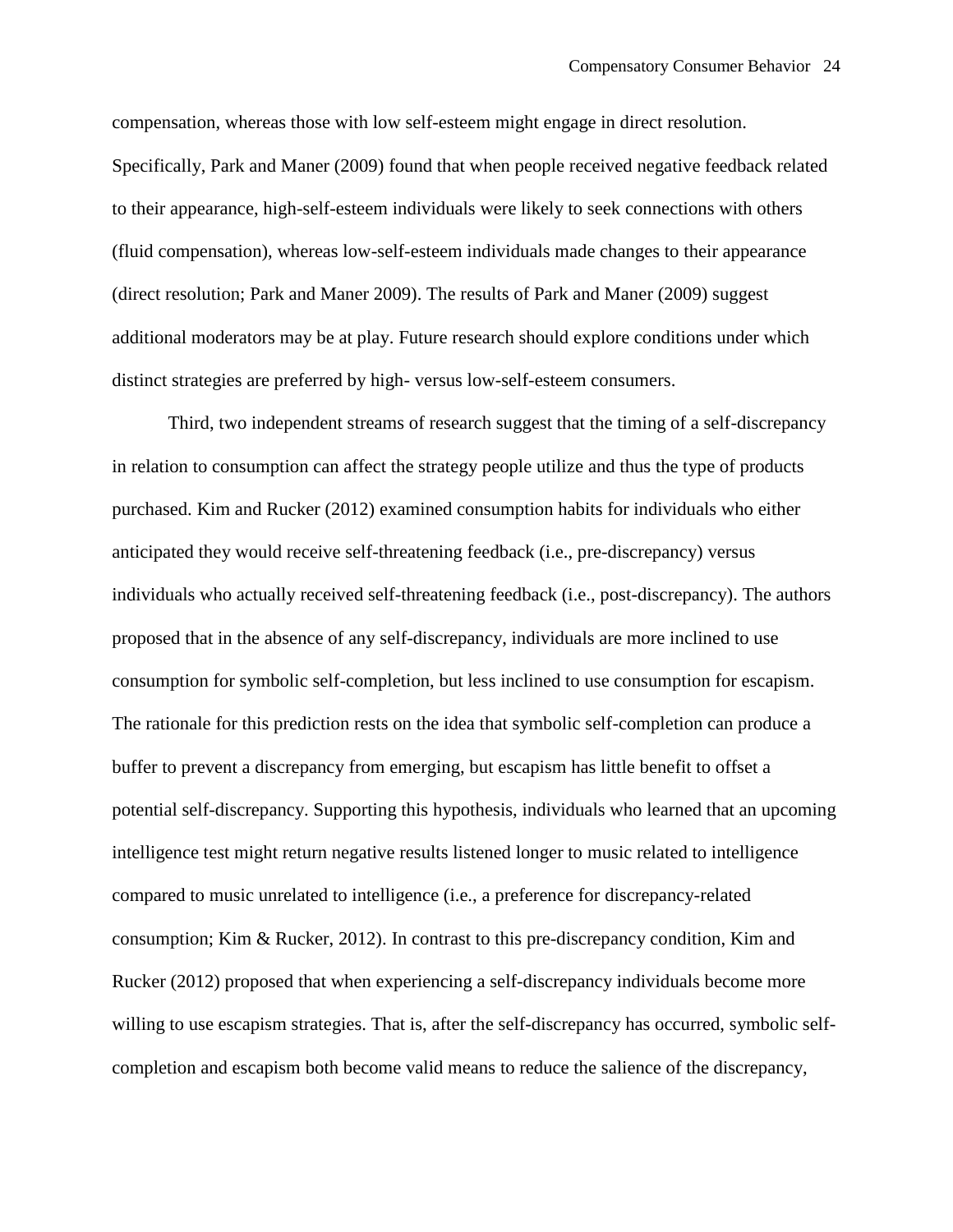compensation, whereas those with low self-esteem might engage in direct resolution. Specifically, Park and Maner (2009) found that when people received negative feedback related to their appearance, high-self-esteem individuals were likely to seek connections with others (fluid compensation), whereas low-self-esteem individuals made changes to their appearance (direct resolution; Park and Maner 2009). The results of Park and Maner (2009) suggest additional moderators may be at play. Future research should explore conditions under which distinct strategies are preferred by high- versus low-self-esteem consumers.

Third, two independent streams of research suggest that the timing of a self-discrepancy in relation to consumption can affect the strategy people utilize and thus the type of products purchased. Kim and Rucker (2012) examined consumption habits for individuals who either anticipated they would receive self-threatening feedback (i.e., pre-discrepancy) versus individuals who actually received self-threatening feedback (i.e., post-discrepancy). The authors proposed that in the absence of any self-discrepancy, individuals are more inclined to use consumption for symbolic self-completion, but less inclined to use consumption for escapism. The rationale for this prediction rests on the idea that symbolic self-completion can produce a buffer to prevent a discrepancy from emerging, but escapism has little benefit to offset a potential self-discrepancy. Supporting this hypothesis, individuals who learned that an upcoming intelligence test might return negative results listened longer to music related to intelligence compared to music unrelated to intelligence (i.e., a preference for discrepancy-related consumption; Kim & Rucker, 2012). In contrast to this pre-discrepancy condition, Kim and Rucker (2012) proposed that when experiencing a self-discrepancy individuals become more willing to use escapism strategies. That is, after the self-discrepancy has occurred, symbolic self-completion and escapism both become valid means to reduce the salience of the discrepancy,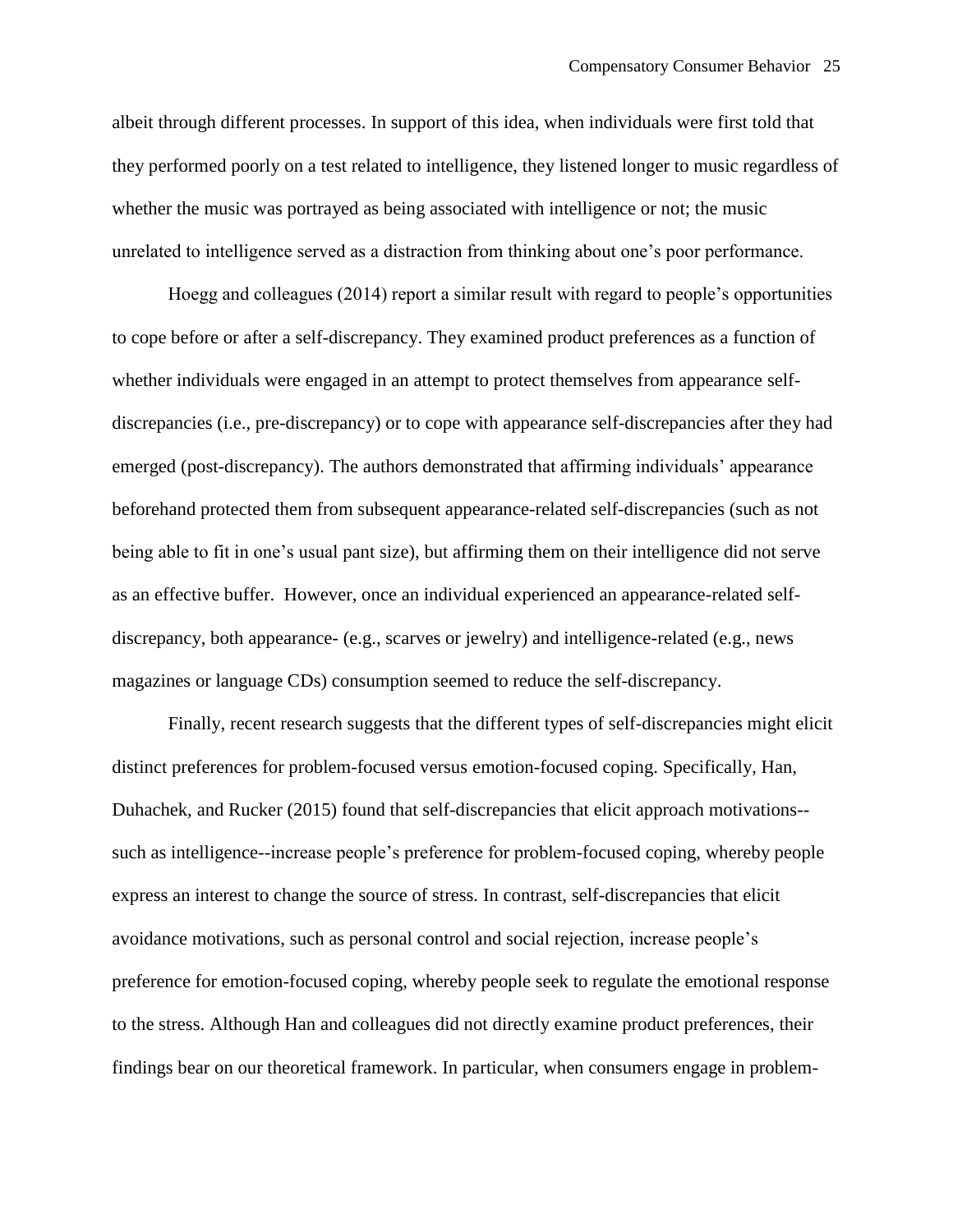albeit through different processes. In support of this idea, when individuals were first told that they performed poorly on a test related to intelligence, they listened longer to music regardless of whether the music was portrayed as being associated with intelligence or not; the music unrelated to intelligence served as a distraction from thinking about one's poor performance.

Hoegg and colleagues (2014) report a similar result with regard to people's opportunities to cope before or after a self-discrepancy. They examined product preferences as a function of whether individuals were engaged in an attempt to protect themselves from appearance self-discrepancies (i.e., pre-discrepancy) or to cope with appearance self-discrepancies after they had emerged (post-discrepancy). The authors demonstrated that affirming individuals' appearance beforehand protected them from subsequent appearance-related self-discrepancies (such as not being able to fit in one's usual pant size), but affirming them on their intelligence did not serve as an effective buffer. However, once an individual experienced an appearance-related self-discrepancy, both appearance- (e.g., scarves or jewelry) and intelligence-related (e.g., news magazines or language CDs) consumption seemed to reduce the self-discrepancy.

Finally, recent research suggests that the different types of self-discrepancies might elicit distinct preferences for problem-focused versus emotion-focused coping. Specifically, Han, Duhachek, and Rucker (2015) found that self-discrepancies that elicit approach motivations--such as intelligence--increase people's preference for problem-focused coping, whereby people express an interest to change the source of stress. In contrast, self-discrepancies that elicit avoidance motivations, such as personal control and social rejection, increase people's preference for emotion-focused coping, whereby people seek to regulate the emotional response to the stress. Although Han and colleagues did not directly examine product preferences, their findings bear on our theoretical framework. In particular, when consumers engage in problem-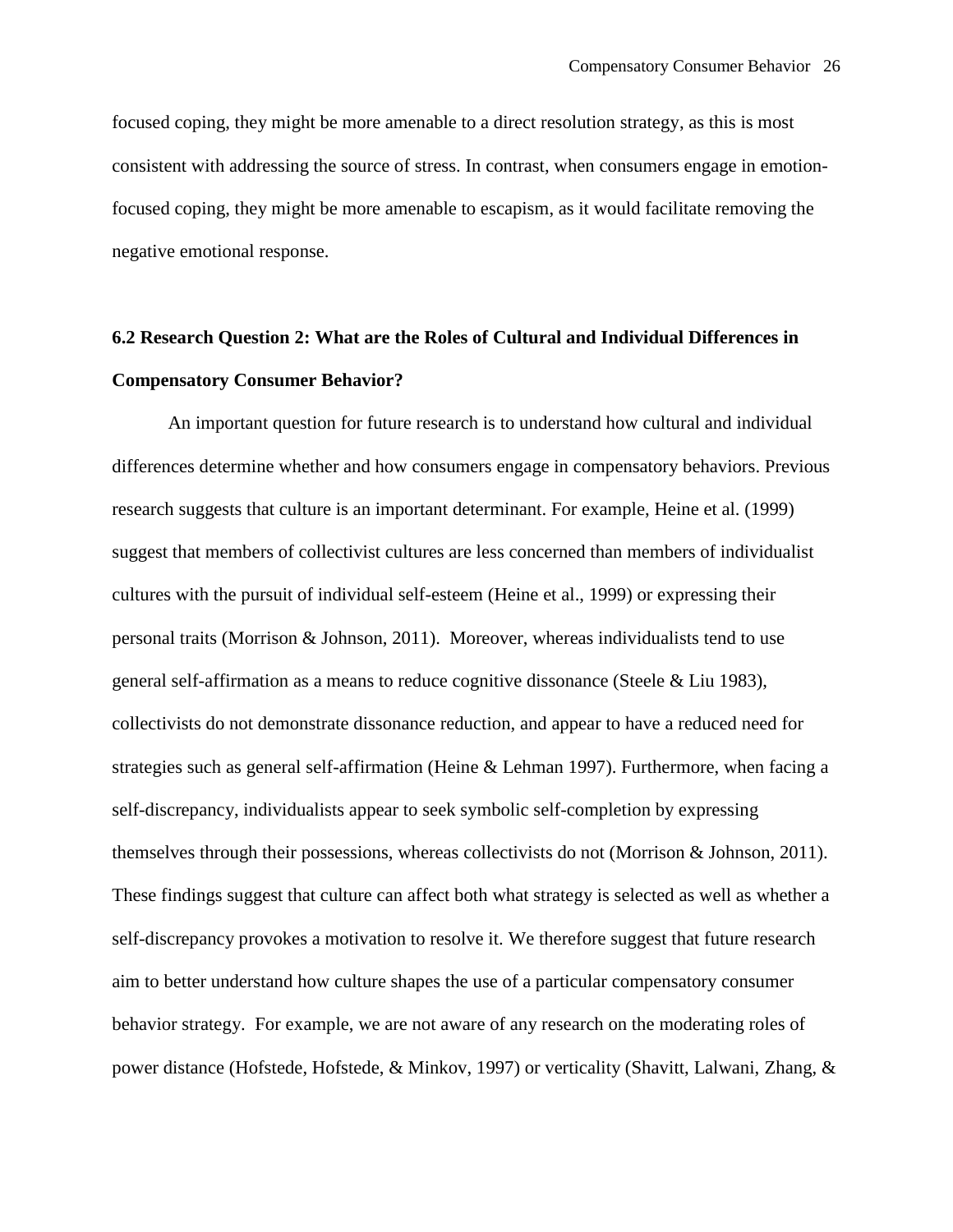focused coping, they might be more amenable to a direct resolution strategy, as this is most consistent with addressing the source of stress. In contrast, when consumers engage in emotion-focused coping, they might be more amenable to escapism, as it would facilitate removing the negative emotional response.

### 6.2 Research Question 2: What are the Roles of Cultural and Individual Differences in Compensatory Consumer Behavior?

An important question for future research is to understand how cultural and individual differences determine whether and how consumers engage in compensatory behaviors. Previous research suggests that culture is an important determinant. For example, Heine et al. (1999) suggest that members of collectivist cultures are less concerned than members of individualist cultures with the pursuit of individual self-esteem (Heine et al., 1999) or expressing their personal traits (Morrison & Johnson, 2011). Moreover, whereas individualists tend to use general self-affirmation as a means to reduce cognitive dissonance (Steele & Liu 1983), collectivists do not demonstrate dissonance reduction, and appear to have a reduced need for strategies such as general self-affirmation (Heine & Lehman 1997). Furthermore, when facing a self-discrepancy, individualists appear to seek symbolic self-completion by expressing themselves through their possessions, whereas collectivists do not (Morrison & Johnson, 2011). These findings suggest that culture can affect both what strategy is selected as well as whether a self-discrepancy provokes a motivation to resolve it. We therefore suggest that future research aim to better understand how culture shapes the use of a particular compensatory consumer behavior strategy. For example, we are not aware of any research on the moderating roles of power distance (Hofstede, Hofstede, & Minkov, 1997) or verticality (Shavitt, Lalwani, Zhang, &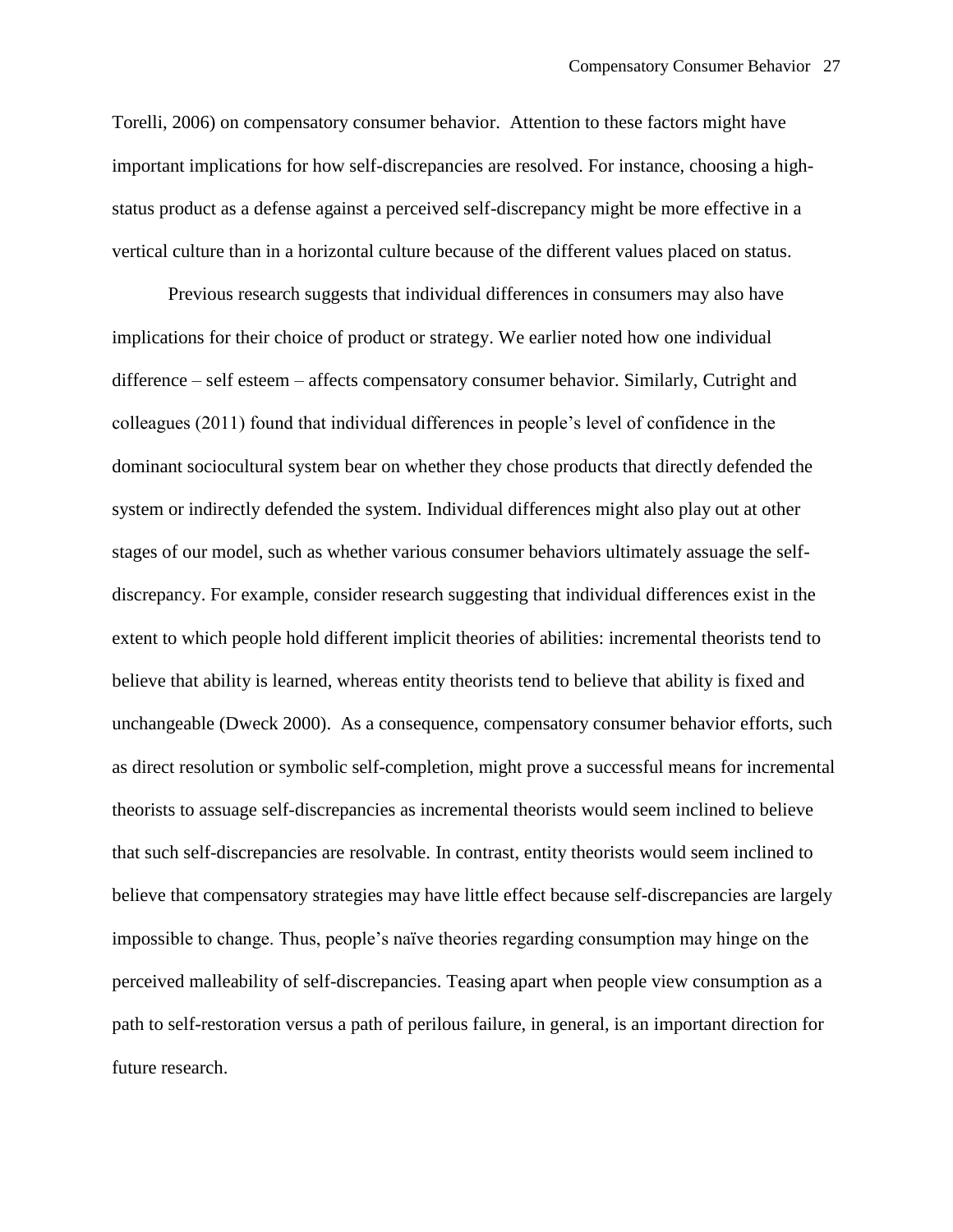Torelli, 2006) on compensatory consumer behavior. Attention to these factors might have important implications for how self-discrepancies are resolved. For instance, choosing a high-status product as a defense against a perceived self-discrepancy might be more effective in a vertical culture than in a horizontal culture because of the different values placed on status.

Previous research suggests that individual differences in consumers may also have implications for their choice of product or strategy. We earlier noted how one individual difference – self esteem – affects compensatory consumer behavior. Similarly, Cutright and colleagues (2011) found that individual differences in people's level of confidence in the dominant sociocultural system bear on whether they chose products that directly defended the system or indirectly defended the system. Individual differences might also play out at other stages of our model, such as whether various consumer behaviors ultimately assuage the self-discrepancy. For example, consider research suggesting that individual differences exist in the extent to which people hold different implicit theories of abilities: incremental theorists tend to believe that ability is learned, whereas entity theorists tend to believe that ability is fixed and unchangeable (Dweck 2000). As a consequence, compensatory consumer behavior efforts, such as direct resolution or symbolic self-completion, might prove a successful means for incremental theorists to assuage self-discrepancies as incremental theorists would seem inclined to believe that such self-discrepancies are resolvable. In contrast, entity theorists would seem inclined to believe that compensatory strategies may have little effect because self-discrepancies are largely impossible to change. Thus, people's naïve theories regarding consumption may hinge on the perceived malleability of self-discrepancies. Teasing apart when people view consumption as a path to self-restoration versus a path of perilous failure, in general, is an important direction for future research.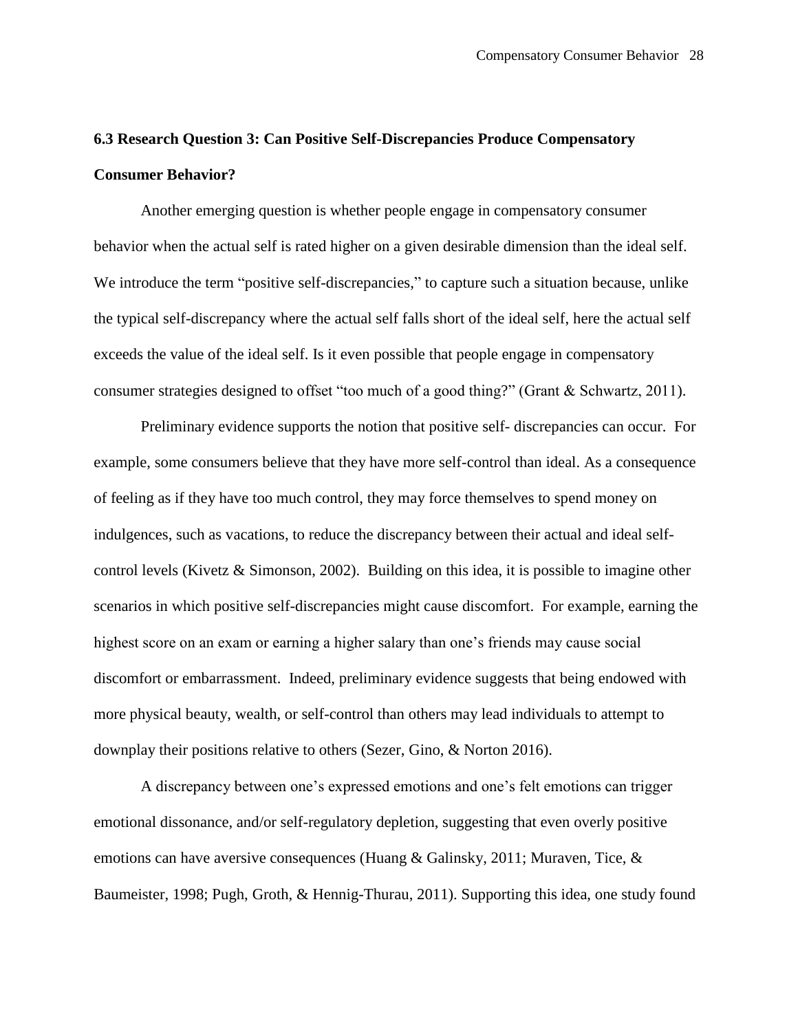### 6.3 Research Question 3: Can Positive Self-Discrepancies Produce Compensatory Consumer Behavior?

Another emerging question is whether people engage in compensatory consumer behavior when the actual self is rated higher on a given desirable dimension than the ideal self. We introduce the term "positive self-discrepancies," to capture such a situation because, unlike the typical self-discrepancy where the actual self falls short of the ideal self, here the actual self exceeds the value of the ideal self. Is it even possible that people engage in compensatory consumer strategies designed to offset "too much of a good thing?" (Grant & Schwartz, 2011).

Preliminary evidence supports the notion that positive self- discrepancies can occur. For example, some consumers believe that they have more self-control than ideal. As a consequence of feeling as if they have too much control, they may force themselves to spend money on indulgences, such as vacations, to reduce the discrepancy between their actual and ideal self-control levels (Kivetz & Simonson, 2002). Building on this idea, it is possible to imagine other scenarios in which positive self-discrepancies might cause discomfort. For example, earning the highest score on an exam or earning a higher salary than one's friends may cause social discomfort or embarrassment. Indeed, preliminary evidence suggests that being endowed with more physical beauty, wealth, or self-control than others may lead individuals to attempt to downplay their positions relative to others (Sezer, Gino, & Norton 2016).

A discrepancy between one's expressed emotions and one's felt emotions can trigger emotional dissonance, and/or self-regulatory depletion, suggesting that even overly positive emotions can have aversive consequences (Huang & Galinsky, 2011; Muraven, Tice, & Baumeister, 1998; Pugh, Groth, & Hennig-Thurau, 2011). Supporting this idea, one study found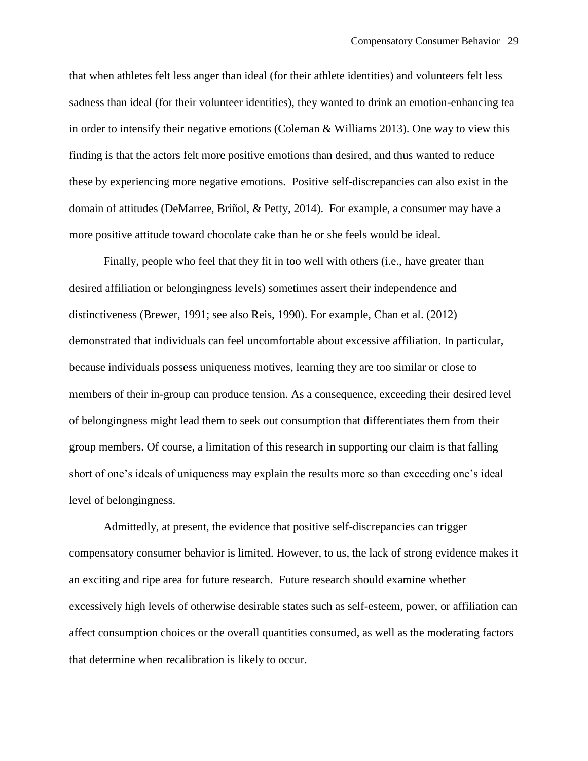that when athletes felt less anger than ideal (for their athlete identities) and volunteers felt less sadness than ideal (for their volunteer identities), they wanted to drink an emotion-enhancing tea in order to intensify their negative emotions (Coleman & Williams 2013). One way to view this finding is that the actors felt more positive emotions than desired, and thus wanted to reduce these by experiencing more negative emotions. Positive self-discrepancies can also exist in the domain of attitudes (DeMarree, Briñol, & Petty, 2014). For example, a consumer may have a more positive attitude toward chocolate cake than he or she feels would be ideal.

Finally, people who feel that they fit in too well with others (i.e., have greater than desired affiliation or belongingness levels) sometimes assert their independence and distinctiveness (Brewer, 1991; see also Reis, 1990). For example, Chan et al. (2012) demonstrated that individuals can feel uncomfortable about excessive affiliation. In particular, because individuals possess uniqueness motives, learning they are too similar or close to members of their in-group can produce tension. As a consequence, exceeding their desired level of belongingness might lead them to seek out consumption that differentiates them from their group members. Of course, a limitation of this research in supporting our claim is that falling short of one's ideals of uniqueness may explain the results more so than exceeding one's ideal level of belongingness.

Admittedly, at present, the evidence that positive self-discrepancies can trigger compensatory consumer behavior is limited. However, to us, the lack of strong evidence makes it an exciting and ripe area for future research. Future research should examine whether excessively high levels of otherwise desirable states such as self-esteem, power, or affiliation can affect consumption choices or the overall quantities consumed, as well as the moderating factors that determine when recalibration is likely to occur.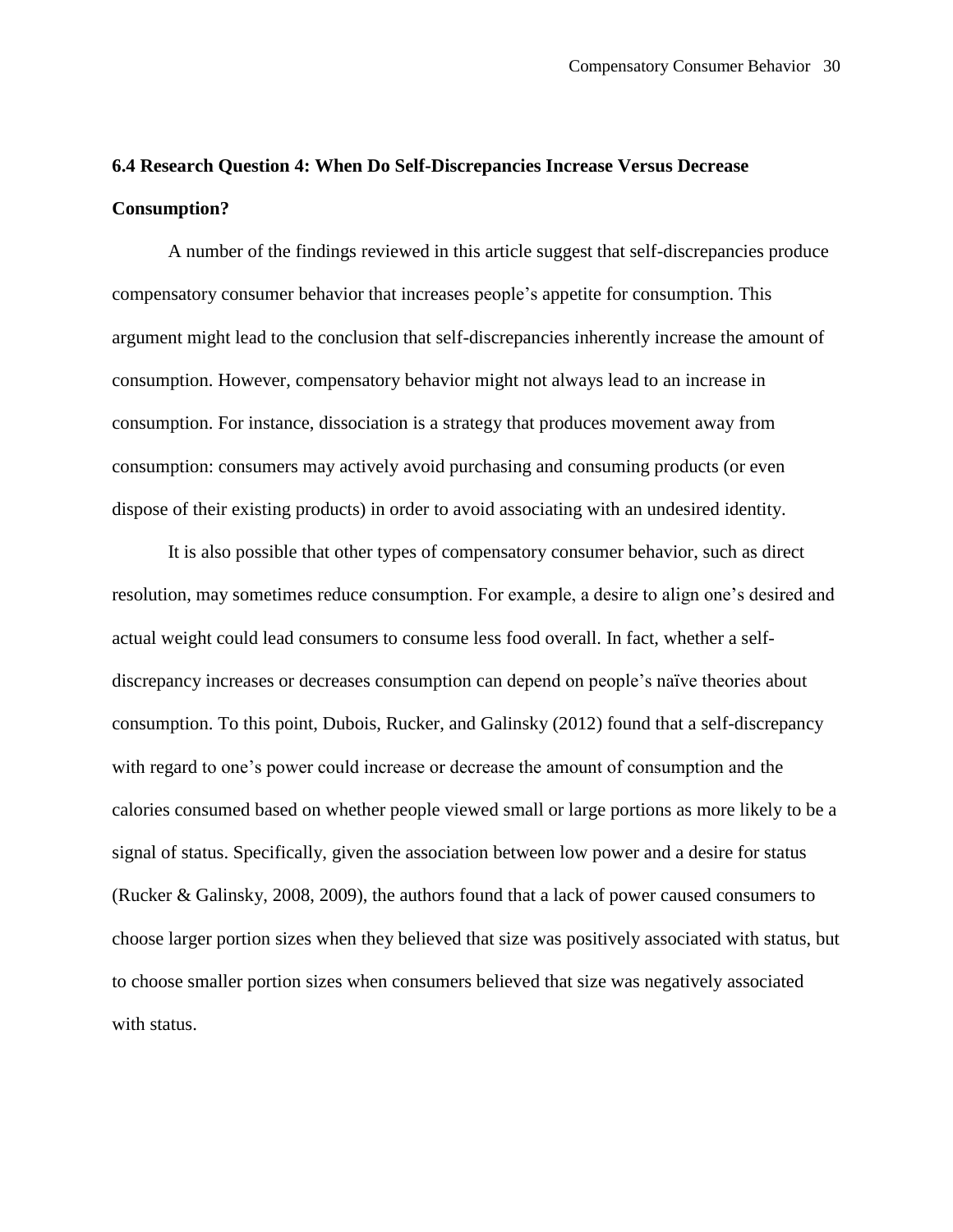### 6.4 Research Question 4: When Do Self-Discrepancies Increase Versus Decrease Consumption?

A number of the findings reviewed in this article suggest that self-discrepancies produce compensatory consumer behavior that increases people's appetite for consumption. This argument might lead to the conclusion that self-discrepancies inherently increase the amount of consumption. However, compensatory behavior might not always lead to an increase in consumption. For instance, dissociation is a strategy that produces movement away from consumption: consumers may actively avoid purchasing and consuming products (or even dispose of their existing products) in order to avoid associating with an undesired identity.

It is also possible that other types of compensatory consumer behavior, such as direct resolution, may sometimes reduce consumption. For example, a desire to align one's desired and actual weight could lead consumers to consume less food overall. In fact, whether a self-discrepancy increases or decreases consumption can depend on people's naïve theories about consumption. To this point, Dubois, Rucker, and Galinsky (2012) found that a self-discrepancy with regard to one's power could increase or decrease the amount of consumption and the calories consumed based on whether people viewed small or large portions as more likely to be a signal of status. Specifically, given the association between low power and a desire for status (Rucker & Galinsky, 2008, 2009), the authors found that a lack of power caused consumers to choose larger portion sizes when they believed that size was positively associated with status, but to choose smaller portion sizes when consumers believed that size was negatively associated with status.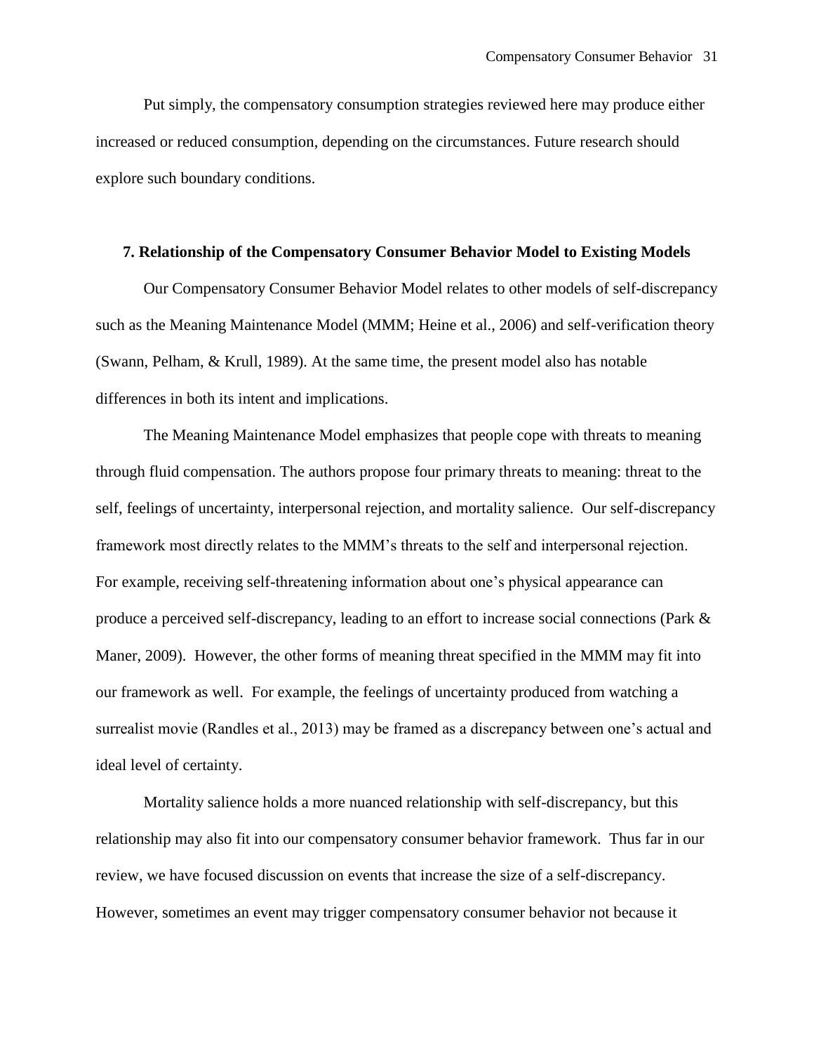Put simply, the compensatory consumption strategies reviewed here may produce either increased or reduced consumption, depending on the circumstances. Future research should explore such boundary conditions.

## 7. Relationship of the Compensatory Consumer Behavior Model to Existing Models

Our Compensatory Consumer Behavior Model relates to other models of self-discrepancy such as the Meaning Maintenance Model (MMM; Heine et al., 2006) and self-verification theory (Swann, Pelham, & Krull, 1989). At the same time, the present model also has notable differences in both its intent and implications.

The Meaning Maintenance Model emphasizes that people cope with threats to meaning through fluid compensation. The authors propose four primary threats to meaning: threat to the self, feelings of uncertainty, interpersonal rejection, and mortality salience. Our self-discrepancy framework most directly relates to the MMM's threats to the self and interpersonal rejection. For example, receiving self-threatening information about one's physical appearance can produce a perceived self-discrepancy, leading to an effort to increase social connections (Park & Maner, 2009). However, the other forms of meaning threat specified in the MMM may fit into our framework as well. For example, the feelings of uncertainty produced from watching a surrealist movie (Randles et al., 2013) may be framed as a discrepancy between one's actual and ideal level of certainty.

Mortality salience holds a more nuanced relationship with self-discrepancy, but this relationship may also fit into our compensatory consumer behavior framework. Thus far in our review, we have focused discussion on events that increase the size of a self-discrepancy. However, sometimes an event may trigger compensatory consumer behavior not because it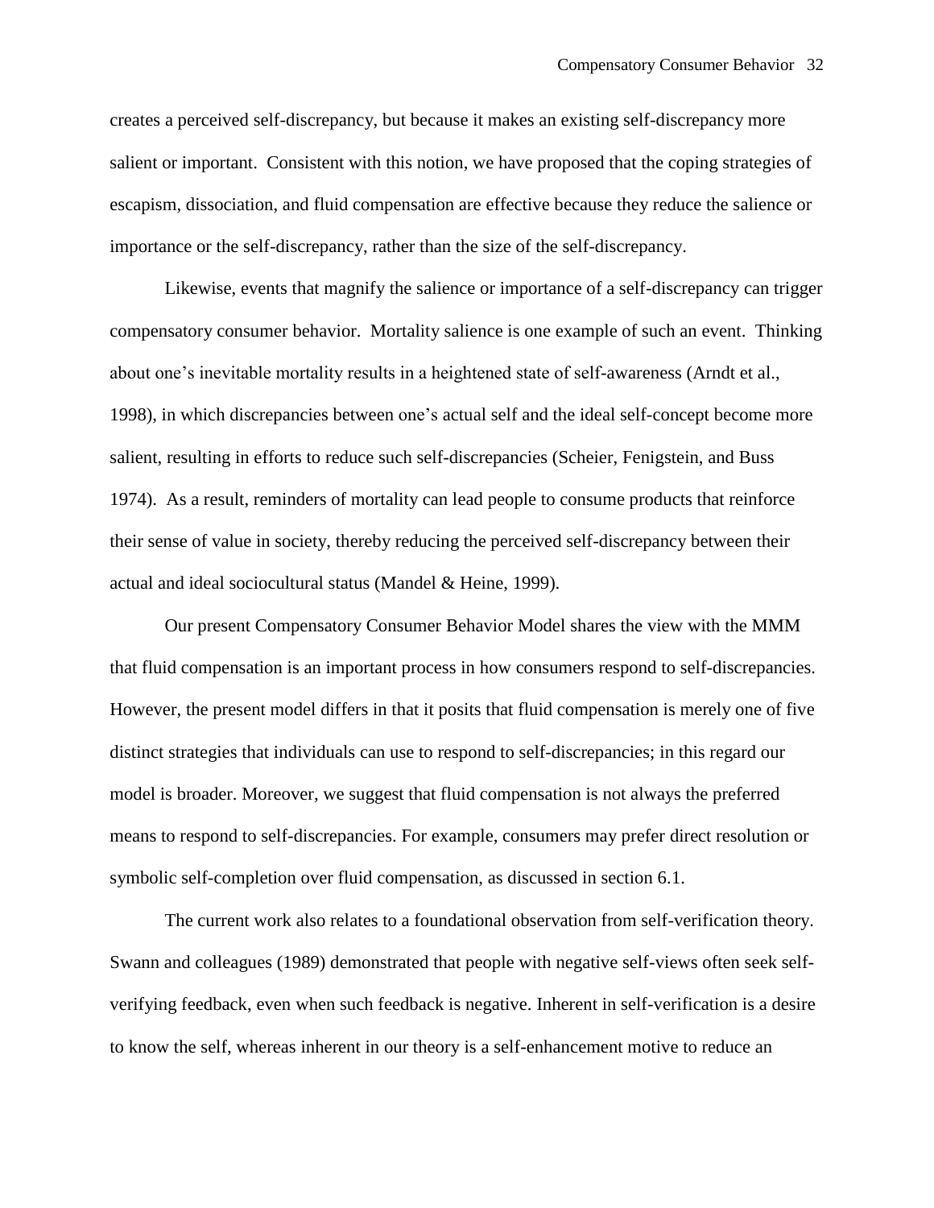creates a perceived self-discrepancy, but because it makes an existing self-discrepancy more salient or important. Consistent with this notion, we have proposed that the coping strategies of escapism, dissociation, and fluid compensation are effective because they reduce the salience or importance or the self-discrepancy, rather than the size of the self-discrepancy.

Likewise, events that magnify the salience or importance of a self-discrepancy can trigger compensatory consumer behavior. Mortality salience is one example of such an event. Thinking about one's inevitable mortality results in a heightened state of self-awareness (Arndt et al., 1998), in which discrepancies between one's actual self and the ideal self-concept become more salient, resulting in efforts to reduce such self-discrepancies (Scheier, Fenigstein, and Buss 1974). As a result, reminders of mortality can lead people to consume products that reinforce their sense of value in society, thereby reducing the perceived self-discrepancy between their actual and ideal sociocultural status (Mandel & Heine, 1999).

Our present Compensatory Consumer Behavior Model shares the view with the MMM that fluid compensation is an important process in how consumers respond to self-discrepancies. However, the present model differs in that it posits that fluid compensation is merely one of five distinct strategies that individuals can use to respond to self-discrepancies; in this regard our model is broader. Moreover, we suggest that fluid compensation is not always the preferred means to respond to self-discrepancies. For example, consumers may prefer direct resolution or symbolic self-completion over fluid compensation, as discussed in section 6.1.

The current work also relates to a foundational observation from self-verification theory. Swann and colleagues (1989) demonstrated that people with negative self-views often seek self-verifying feedback, even when such feedback is negative. Inherent in self-verification is a desire to know the self, whereas inherent in our theory is a self-enhancement motive to reduce an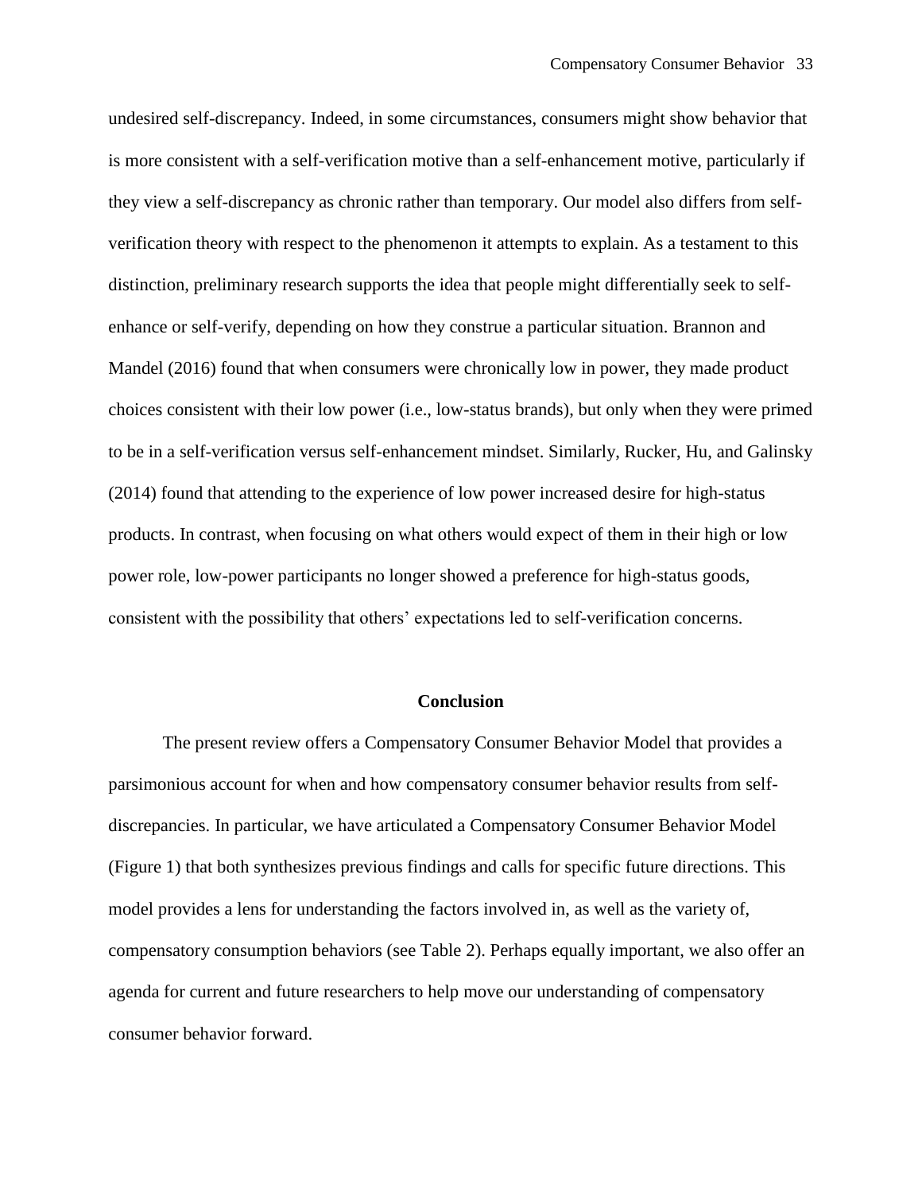undesired self-discrepancy. Indeed, in some circumstances, consumers might show behavior that is more consistent with a self-verification motive than a self-enhancement motive, particularly if they view a self-discrepancy as chronic rather than temporary. Our model also differs from self-verification theory with respect to the phenomenon it attempts to explain. As a testament to this distinction, preliminary research supports the idea that people might differentially seek to self-enhance or self-verify, depending on how they construe a particular situation. Brannon and Mandel (2016) found that when consumers were chronically low in power, they made product choices consistent with their low power (i.e., low-status brands), but only when they were primed to be in a self-verification versus self-enhancement mindset. Similarly, Rucker, Hu, and Galinsky (2014) found that attending to the experience of low power increased desire for high-status products. In contrast, when focusing on what others would expect of them in their high or low power role, low-power participants no longer showed a preference for high-status goods, consistent with the possibility that others' expectations led to self-verification concerns.

## Conclusion

The present review offers a Compensatory Consumer Behavior Model that provides a parsimonious account for when and how compensatory consumer behavior results from self-discrepancies. In particular, we have articulated a Compensatory Consumer Behavior Model (Figure 1) that both synthesizes previous findings and calls for specific future directions. This model provides a lens for understanding the factors involved in, as well as the variety of, compensatory consumption behaviors (see Table 2). Perhaps equally important, we also offer an agenda for current and future researchers to help move our understanding of compensatory consumer behavior forward.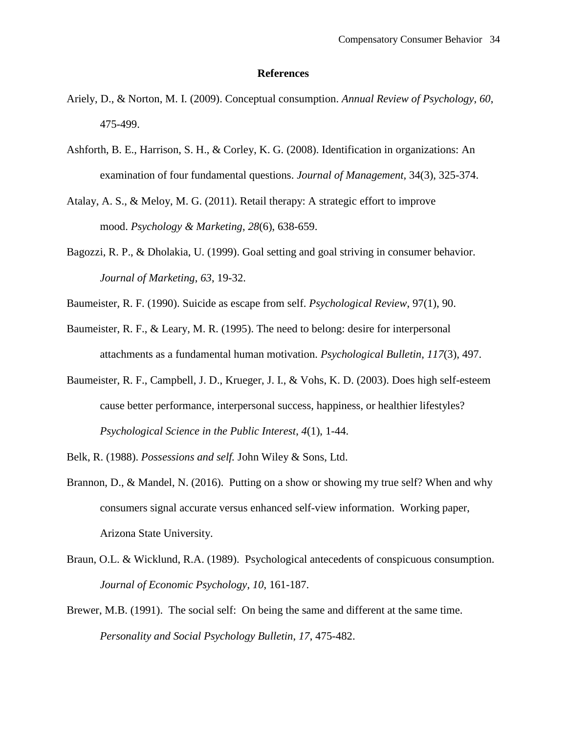**References**

Ariely, D., & Norton, M. I. (2009). Conceptual consumption. *Annual Review of Psychology*, *60*, 475-499.

Ashforth, B. E., Harrison, S. H., & Corley, K. G. (2008). Identification in organizations: An examination of four fundamental questions. *Journal of Management,* 34(3), 325-374.

Atalay, A. S., & Meloy, M. G. (2011). Retail therapy: A strategic effort to improve mood. *Psychology & Marketing*, *28*(6), 638-659.

Bagozzi, R. P., & Dholakia, U. (1999). Goal setting and goal striving in consumer behavior. *Journal of Marketing*, *63*, 19-32.

Baumeister, R. F. (1990). Suicide as escape from self. *Psychological Review*, 97(1), 90.

Baumeister, R. F., & Leary, M. R. (1995). The need to belong: desire for interpersonal attachments as a fundamental human motivation. *Psychological Bulletin*, *117*(3), 497.

Baumeister, R. F., Campbell, J. D., Krueger, J. I., & Vohs, K. D. (2003). Does high self-esteem cause better performance, interpersonal success, happiness, or healthier lifestyles? *Psychological Science in the Public Interest*, *4*(1), 1-44.

Belk, R. (1988). *Possessions and self.* John Wiley & Sons, Ltd.

Brannon, D., & Mandel, N. (2016). Putting on a show or showing my true self? When and why consumers signal accurate versus enhanced self-view information. Working paper, Arizona State University.

Braun, O.L. & Wicklund, R.A. (1989). Psychological antecedents of conspicuous consumption. *Journal of Economic Psychology*, *10*, 161-187.

Brewer, M.B. (1991). The social self: On being the same and different at the same time. *Personality and Social Psychology Bulletin*, *17*, 475-482.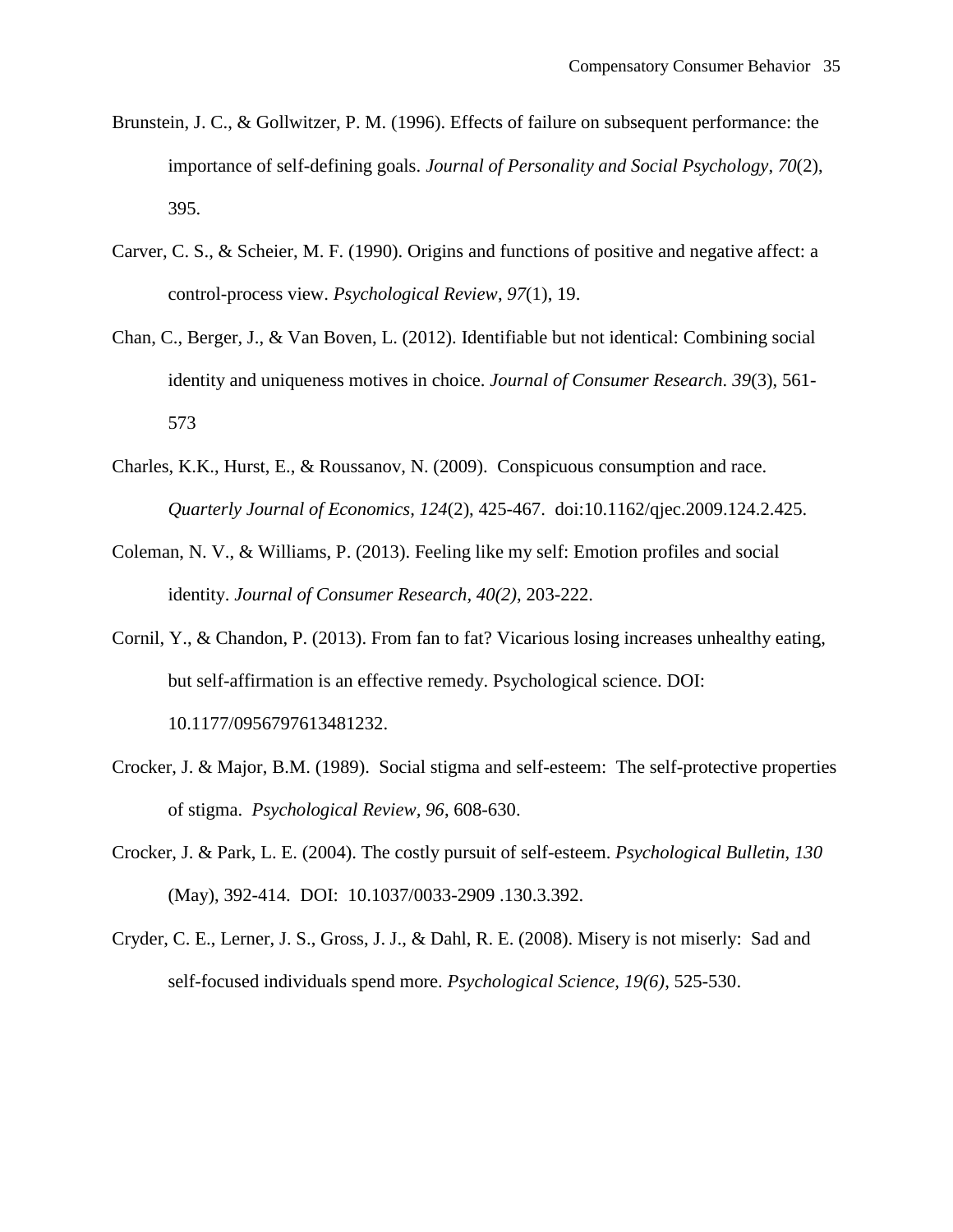Brunstein, J. C., & Gollwitzer, P. M. (1996). Effects of failure on subsequent performance: the importance of self-defining goals. *Journal of Personality and Social Psychology*, *70*(2), 395.

Carver, C. S., & Scheier, M. F. (1990). Origins and functions of positive and negative affect: a control-process view. *Psychological Review*, *97*(1), 19.

Chan, C., Berger, J., & Van Boven, L. (2012). Identifiable but not identical: Combining social identity and uniqueness motives in choice. *Journal of Consumer Research*. *39*(3), 561-573

Charles, K.K., Hurst, E., & Roussanov, N. (2009). Conspicuous consumption and race. *Quarterly Journal of Economics, 124*(2), 425-467. doi:10.1162/qjec.2009.124.2.425.

Coleman, N. V., & Williams, P. (2013). Feeling like my self: Emotion profiles and social identity. *Journal of Consumer Research*, *40(2)*, 203-222.

Cornil, Y., & Chandon, P. (2013). From fan to fat? Vicarious losing increases unhealthy eating, but self-affirmation is an effective remedy. Psychological science. DOI: 10.1177/0956797613481232.

Crocker, J. & Major, B.M. (1989). Social stigma and self-esteem: The self-protective properties of stigma. *Psychological Review, 96*, 608-630.

Crocker, J. & Park, L. E. (2004). The costly pursuit of self-esteem. *Psychological Bulletin*, *130* (May), 392-414. DOI: 10.1037/0033-2909 .130.3.392.

Cryder, C. E., Lerner, J. S., Gross, J. J., & Dahl, R. E. (2008). Misery is not miserly: Sad and self-focused individuals spend more. *Psychological Science, 19(6)*, 525-530.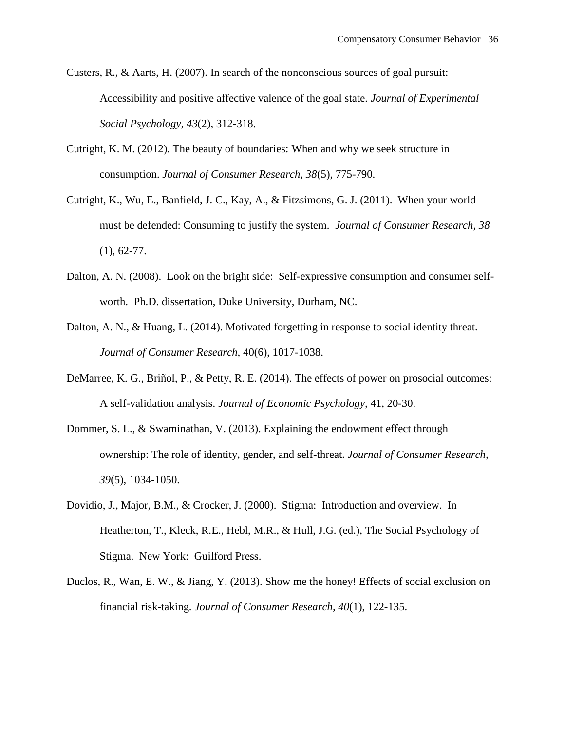Custers, R., & Aarts, H. (2007). In search of the nonconscious sources of goal pursuit: Accessibility and positive affective valence of the goal state. *Journal of Experimental Social Psychology, 43*(2), 312-318.

Cutright, K. M. (2012). The beauty of boundaries: When and why we seek structure in consumption. *Journal of Consumer Research, 38*(5), 775-790.

Cutright, K., Wu, E., Banfield, J. C., Kay, A., & Fitzsimons, G. J. (2011). When your world must be defended: Consuming to justify the system. *Journal of Consumer Research, 38* (1), 62-77.

Dalton, A. N. (2008). Look on the bright side: Self-expressive consumption and consumer self-worth. Ph.D. dissertation, Duke University, Durham, NC.

Dalton, A. N., & Huang, L. (2014). Motivated forgetting in response to social identity threat. *Journal of Consumer Research,* 40(6), 1017-1038.

DeMarree, K. G., Briñol, P., & Petty, R. E. (2014). The effects of power on prosocial outcomes: A self-validation analysis. *Journal of Economic Psychology,* 41, 20-30.

Dommer, S. L., & Swaminathan, V. (2013). Explaining the endowment effect through ownership: The role of identity, gender, and self-threat. *Journal of Consumer Research, 39*(5), 1034-1050.

Dovidio, J., Major, B.M., & Crocker, J. (2000). Stigma: Introduction and overview. In Heatherton, T., Kleck, R.E., Hebl, M.R., & Hull, J.G. (ed.), The Social Psychology of Stigma. New York: Guilford Press.

Duclos, R., Wan, E. W., & Jiang, Y. (2013). Show me the honey! Effects of social exclusion on financial risk-taking. *Journal of Consumer Research, 40*(1), 122-135.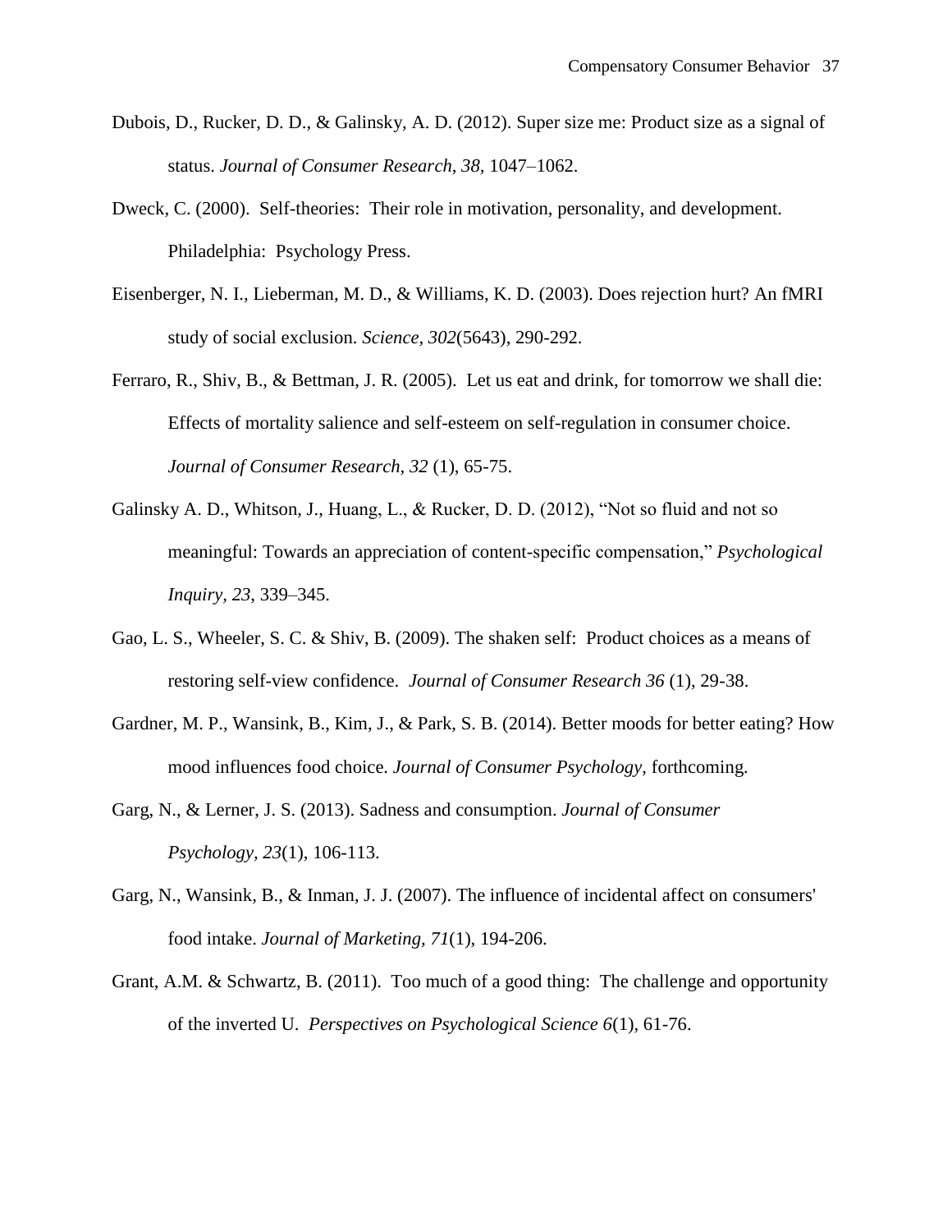Dubois, D., Rucker, D. D., & Galinsky, A. D. (2012). Super size me: Product size as a signal of status. *Journal of Consumer Research, 38,* 1047–1062.

Dweck, C. (2000). Self-theories: Their role in motivation, personality, and development. Philadelphia: Psychology Press.

Eisenberger, N. I., Lieberman, M. D., & Williams, K. D. (2003). Does rejection hurt? An fMRI study of social exclusion. *Science, 302*(5643), 290-292.

Ferraro, R., Shiv, B., & Bettman, J. R. (2005). Let us eat and drink, for tomorrow we shall die: Effects of mortality salience and self-esteem on self-regulation in consumer choice. *Journal of Consumer Research, 32* (1), 65-75.

Galinsky A. D., Whitson, J., Huang, L., & Rucker, D. D. (2012), "Not so fluid and not so meaningful: Towards an appreciation of content-specific compensation," *Psychological Inquiry, 23,* 339–345.

Gao, L. S., Wheeler, S. C. & Shiv, B. (2009). The shaken self: Product choices as a means of restoring self-view confidence. *Journal of Consumer Research 36* (1), 29-38.

Gardner, M. P., Wansink, B., Kim, J., & Park, S. B. (2014). Better moods for better eating? How mood influences food choice. *Journal of Consumer Psychology*, forthcoming.

Garg, N., & Lerner, J. S. (2013). Sadness and consumption. *Journal of Consumer Psychology, 23*(1), 106-113.

Garg, N., Wansink, B., & Inman, J. J. (2007). The influence of incidental affect on consumers' food intake. *Journal of Marketing, 71*(1), 194-206.

Grant, A.M. & Schwartz, B. (2011). Too much of a good thing: The challenge and opportunity of the inverted U. *Perspectives on Psychological Science 6*(1), 61-76.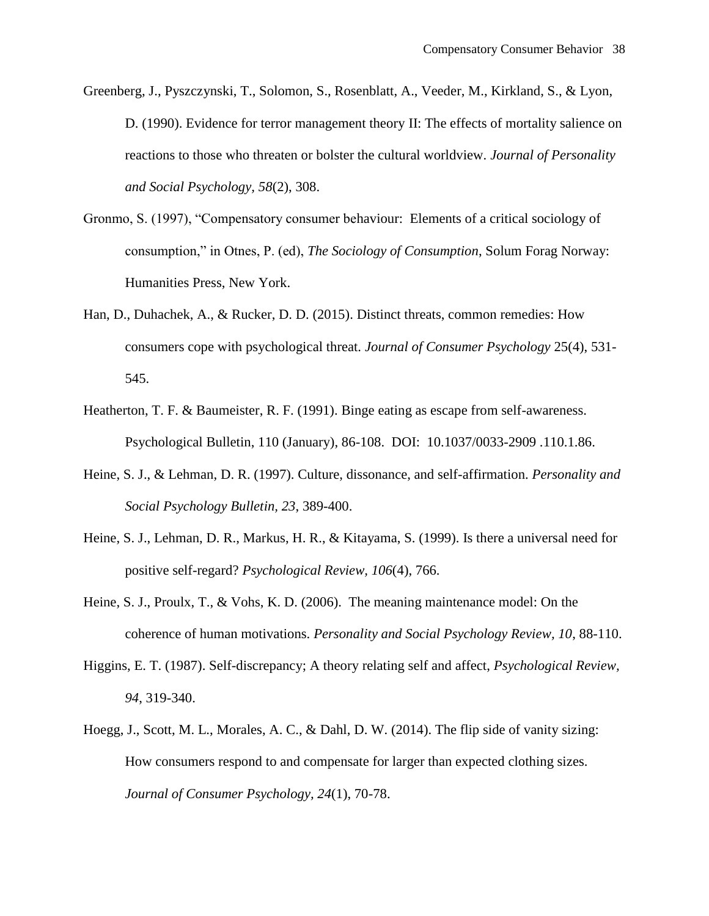Greenberg, J., Pyszczynski, T., Solomon, S., Rosenblatt, A., Veeder, M., Kirkland, S., & Lyon, D. (1990). Evidence for terror management theory II: The effects of mortality salience on reactions to those who threaten or bolster the cultural worldview. *Journal of Personality and Social Psychology, 58*(2), 308.

Gronmo, S. (1997), "Compensatory consumer behaviour: Elements of a critical sociology of consumption," in Otnes, P. (ed), *The Sociology of Consumption*, Solum Forag Norway: Humanities Press, New York.

Han, D., Duhachek, A., & Rucker, D. D. (2015). Distinct threats, common remedies: How consumers cope with psychological threat. *Journal of Consumer Psychology* 25(4), 531-545.

Heatherton, T. F. & Baumeister, R. F. (1991). Binge eating as escape from self-awareness. Psychological Bulletin, 110 (January), 86-108. DOI: 10.1037/0033-2909 .110.1.86.

Heine, S. J., & Lehman, D. R. (1997). Culture, dissonance, and self-affirmation. *Personality and Social Psychology Bulletin, 23*, 389-400.

Heine, S. J., Lehman, D. R., Markus, H. R., & Kitayama, S. (1999). Is there a universal need for positive self-regard? *Psychological Review, 106*(4), 766.

Heine, S. J., Proulx, T., & Vohs, K. D. (2006). The meaning maintenance model: On the coherence of human motivations. *Personality and Social Psychology Review, 10*, 88-110.

Higgins, E. T. (1987). Self-discrepancy; A theory relating self and affect, *Psychological Review, 94*, 319-340.

Hoegg, J., Scott, M. L., Morales, A. C., & Dahl, D. W. (2014). The flip side of vanity sizing: How consumers respond to and compensate for larger than expected clothing sizes. *Journal of Consumer Psychology, 24*(1), 70-78.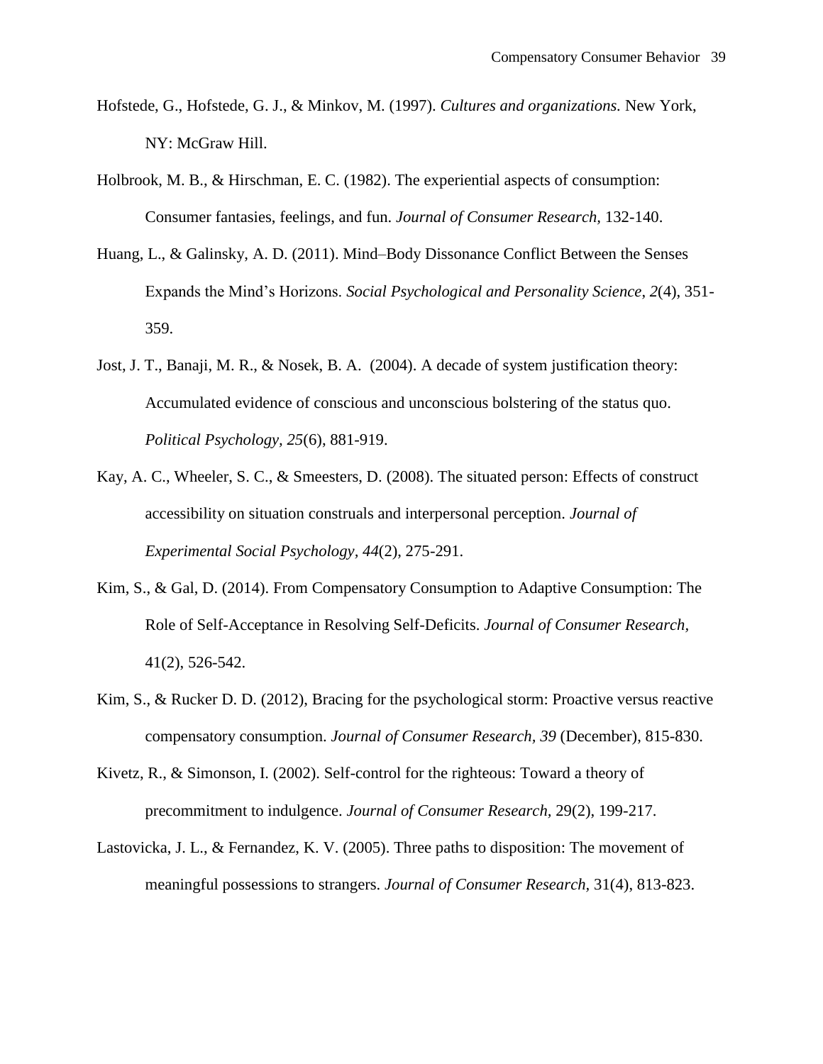Hofstede, G., Hofstede, G. J., & Minkov, M. (1997). *Cultures and organizations.* New York, NY: McGraw Hill.

Holbrook, M. B., & Hirschman, E. C. (1982). The experiential aspects of consumption: Consumer fantasies, feelings, and fun. *Journal of Consumer Research,* 132-140.

Huang, L., & Galinsky, A. D. (2011). Mind–Body Dissonance Conflict Between the Senses Expands the Mind's Horizons. *Social Psychological and Personality Science*, *2*(4), 351-359.

Jost, J. T., Banaji, M. R., & Nosek, B. A. (2004). A decade of system justification theory: Accumulated evidence of conscious and unconscious bolstering of the status quo. *Political Psychology, 25*(6), 881-919.

Kay, A. C., Wheeler, S. C., & Smeesters, D. (2008). The situated person: Effects of construct accessibility on situation construals and interpersonal perception. *Journal of Experimental Social Psychology, 44*(2), 275-291.

Kim, S., & Gal, D. (2014). From Compensatory Consumption to Adaptive Consumption: The Role of Self-Acceptance in Resolving Self-Deficits. *Journal of Consumer Research,* 41(2), 526-542.

Kim, S., & Rucker D. D. (2012), Bracing for the psychological storm: Proactive versus reactive compensatory consumption. *Journal of Consumer Research*, *39* (December), 815-830.

Kivetz, R., & Simonson, I. (2002). Self-control for the righteous: Toward a theory of precommitment to indulgence. *Journal of Consumer Research,* 29(2), 199-217.

Lastovicka, J. L., & Fernandez, K. V. (2005). Three paths to disposition: The movement of meaningful possessions to strangers. *Journal of Consumer Research,* 31(4), 813-823.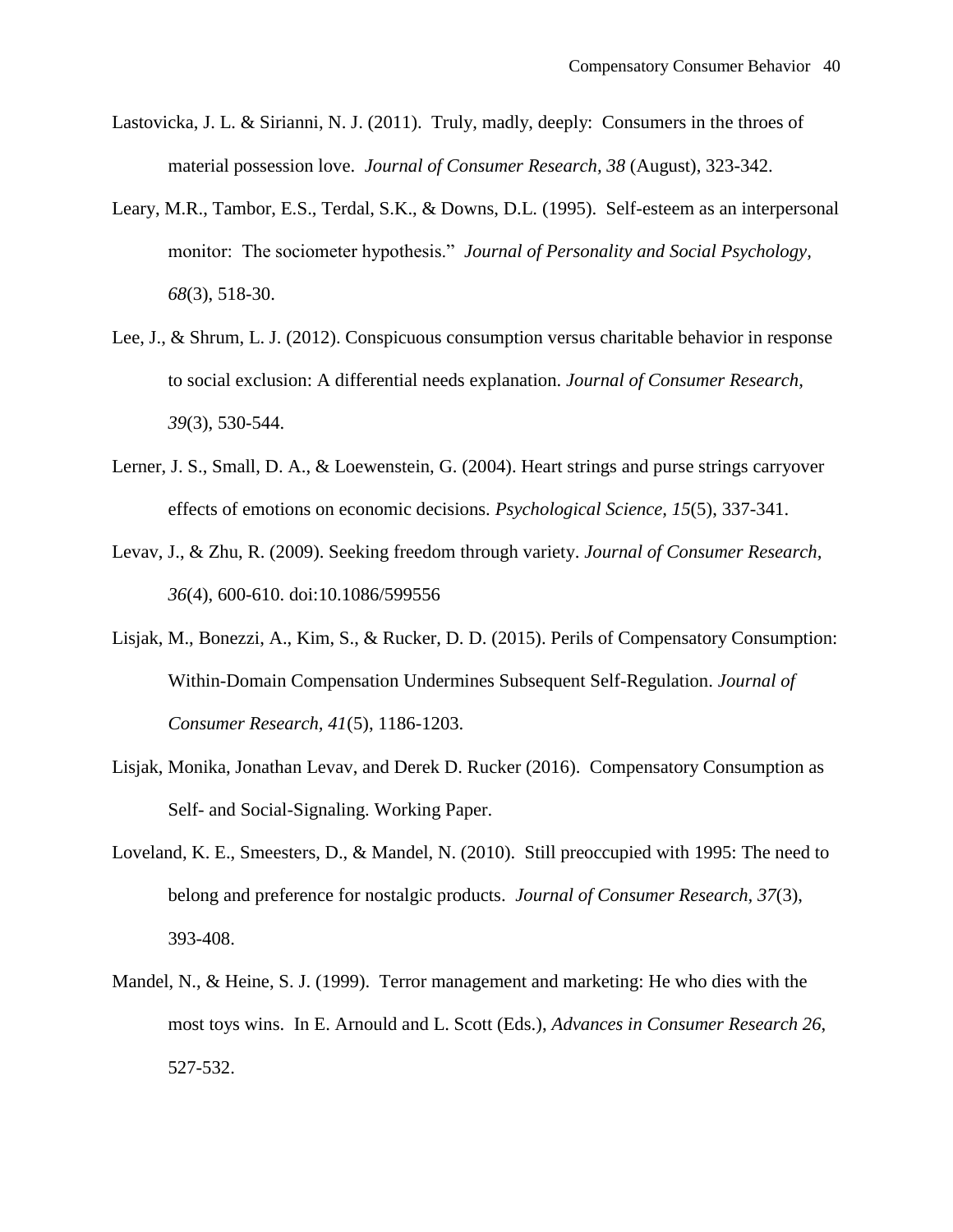Lastovicka, J. L. & Sirianni, N. J. (2011). Truly, madly, deeply: Consumers in the throes of material possession love. *Journal of Consumer Research, 38* (August), 323-342.

Leary, M.R., Tambor, E.S., Terdal, S.K., & Downs, D.L. (1995). Self-esteem as an interpersonal monitor: The sociometer hypothesis." *Journal of Personality and Social Psychology, 68*(3), 518-30.

Lee, J., & Shrum, L. J. (2012). Conspicuous consumption versus charitable behavior in response to social exclusion: A differential needs explanation. *Journal of Consumer Research, 39*(3), 530-544.

Lerner, J. S., Small, D. A., & Loewenstein, G. (2004). Heart strings and purse strings carryover effects of emotions on economic decisions. *Psychological Science, 15*(5), 337-341.

Levav, J., & Zhu, R. (2009). Seeking freedom through variety. *Journal of Consumer Research, 36*(4), 600-610. doi:10.1086/599556

Lisjak, M., Bonezzi, A., Kim, S., & Rucker, D. D. (2015). Perils of Compensatory Consumption: Within-Domain Compensation Undermines Subsequent Self-Regulation. *Journal of Consumer Research, 41*(5), 1186-1203.

Lisjak, Monika, Jonathan Levav, and Derek D. Rucker (2016). Compensatory Consumption as Self- and Social-Signaling. Working Paper.

Loveland, K. E., Smeesters, D., & Mandel, N. (2010). Still preoccupied with 1995: The need to belong and preference for nostalgic products. *Journal of Consumer Research, 37*(3), 393-408.

Mandel, N., & Heine, S. J. (1999). Terror management and marketing: He who dies with the most toys wins. In E. Arnould and L. Scott (Eds.), *Advances in Consumer Research 26*, 527-532.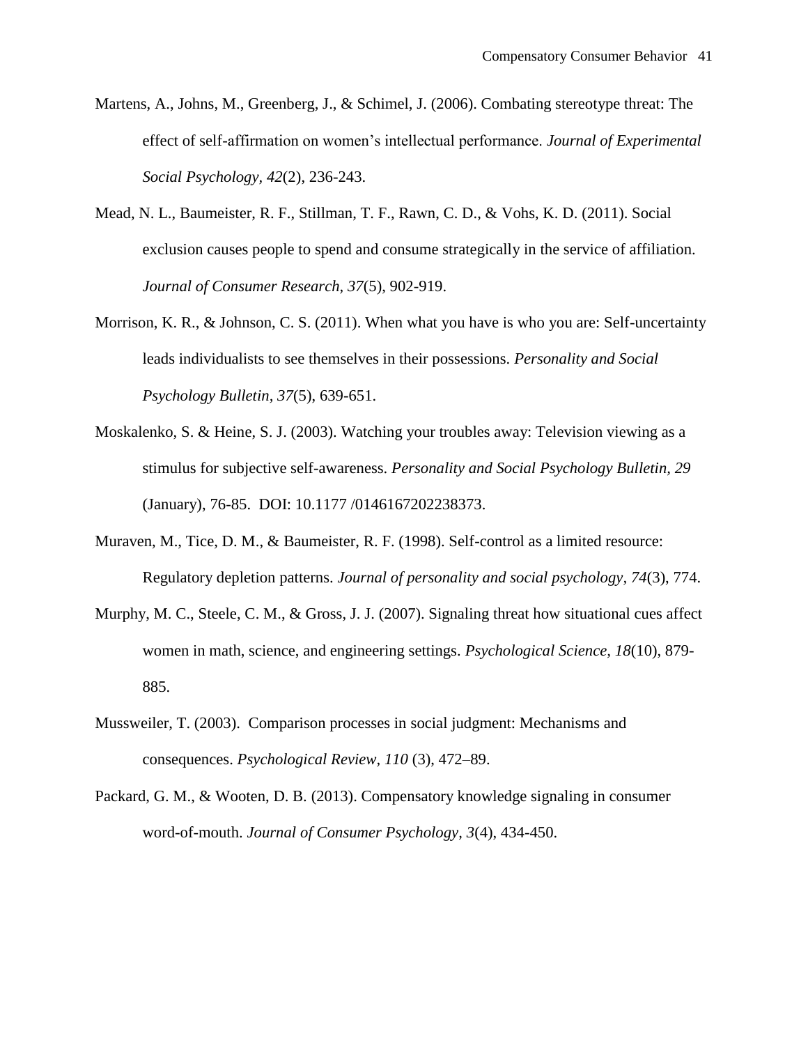Martens, A., Johns, M., Greenberg, J., & Schimel, J. (2006). Combating stereotype threat: The effect of self-affirmation on women's intellectual performance. *Journal of Experimental Social Psychology, 42*(2), 236-243.

Mead, N. L., Baumeister, R. F., Stillman, T. F., Rawn, C. D., & Vohs, K. D. (2011). Social exclusion causes people to spend and consume strategically in the service of affiliation. *Journal of Consumer Research, 37*(5), 902-919.

Morrison, K. R., & Johnson, C. S. (2011). When what you have is who you are: Self-uncertainty leads individualists to see themselves in their possessions. *Personality and Social Psychology Bulletin, 37*(5), 639-651.

Moskalenko, S. & Heine, S. J. (2003). Watching your troubles away: Television viewing as a stimulus for subjective self-awareness. *Personality and Social Psychology Bulletin, 29* (January), 76-85. DOI: 10.1177 /0146167202238373.

Muraven, M., Tice, D. M., & Baumeister, R. F. (1998). Self-control as a limited resource: Regulatory depletion patterns. *Journal of personality and social psychology, 74*(3), 774.

Murphy, M. C., Steele, C. M., & Gross, J. J. (2007). Signaling threat how situational cues affect women in math, science, and engineering settings. *Psychological Science, 18*(10), 879-885.

Mussweiler, T. (2003). Comparison processes in social judgment: Mechanisms and consequences. *Psychological Review, 110* (3), 472–89.

Packard, G. M., & Wooten, D. B. (2013). Compensatory knowledge signaling in consumer word-of-mouth. *Journal of Consumer Psychology, 3*(4), 434-450.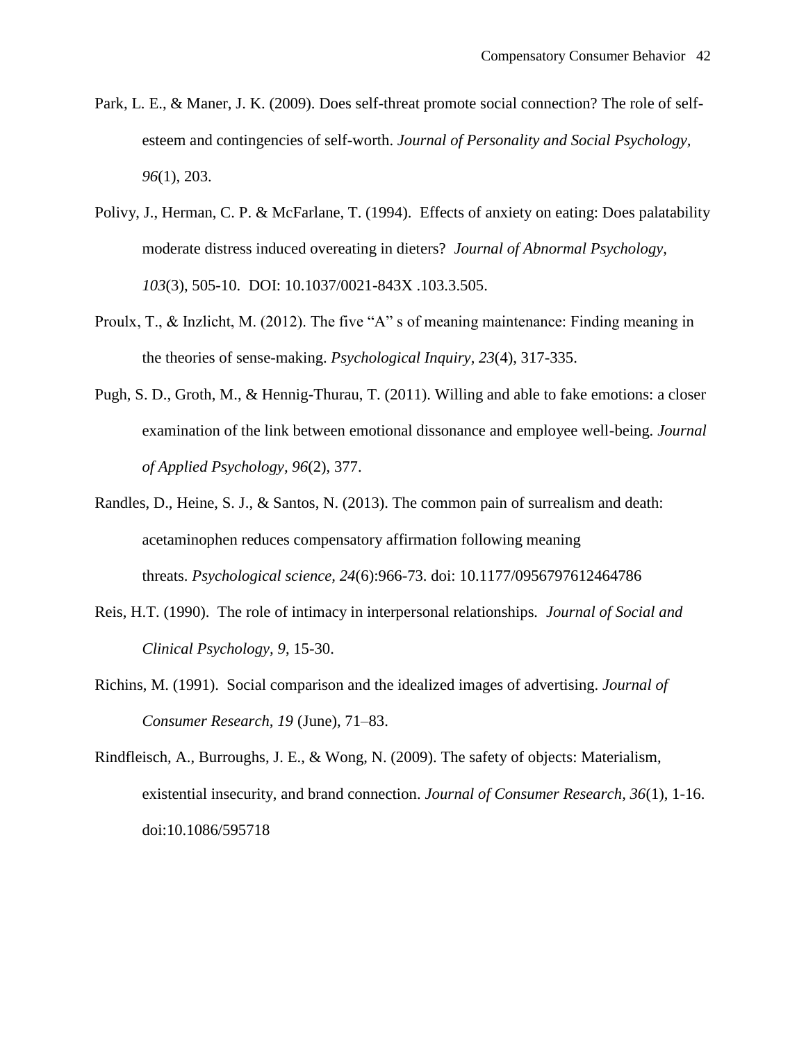Park, L. E., & Maner, J. K. (2009). Does self-threat promote social connection? The role of self-esteem and contingencies of self-worth. *Journal of Personality and Social Psychology, 96*(1), 203.

Polivy, J., Herman, C. P. & McFarlane, T. (1994). Effects of anxiety on eating: Does palatability moderate distress induced overeating in dieters? *Journal of Abnormal Psychology, 103*(3), 505-10. DOI: 10.1037/0021-843X .103.3.505.

Proulx, T., & Inzlicht, M. (2012). The five "A" s of meaning maintenance: Finding meaning in the theories of sense-making. *Psychological Inquiry, 23*(4), 317-335.

Pugh, S. D., Groth, M., & Hennig-Thurau, T. (2011). Willing and able to fake emotions: a closer examination of the link between emotional dissonance and employee well-being. *Journal of Applied Psychology, 96*(2), 377.

Randles, D., Heine, S. J., & Santos, N. (2013). The common pain of surrealism and death: acetaminophen reduces compensatory affirmation following meaning threats. *Psychological science*, *24*(6):966-73. doi: 10.1177/0956797612464786

Reis, H.T. (1990). The role of intimacy in interpersonal relationships. *Journal of Social and Clinical Psychology, 9*, 15-30.

Richins, M. (1991). Social comparison and the idealized images of advertising. *Journal of Consumer Research, 19* (June), 71–83.

Rindfleisch, A., Burroughs, J. E., & Wong, N. (2009). The safety of objects: Materialism, existential insecurity, and brand connection. *Journal of Consumer Research, 36*(1), 1-16. doi:10.1086/595718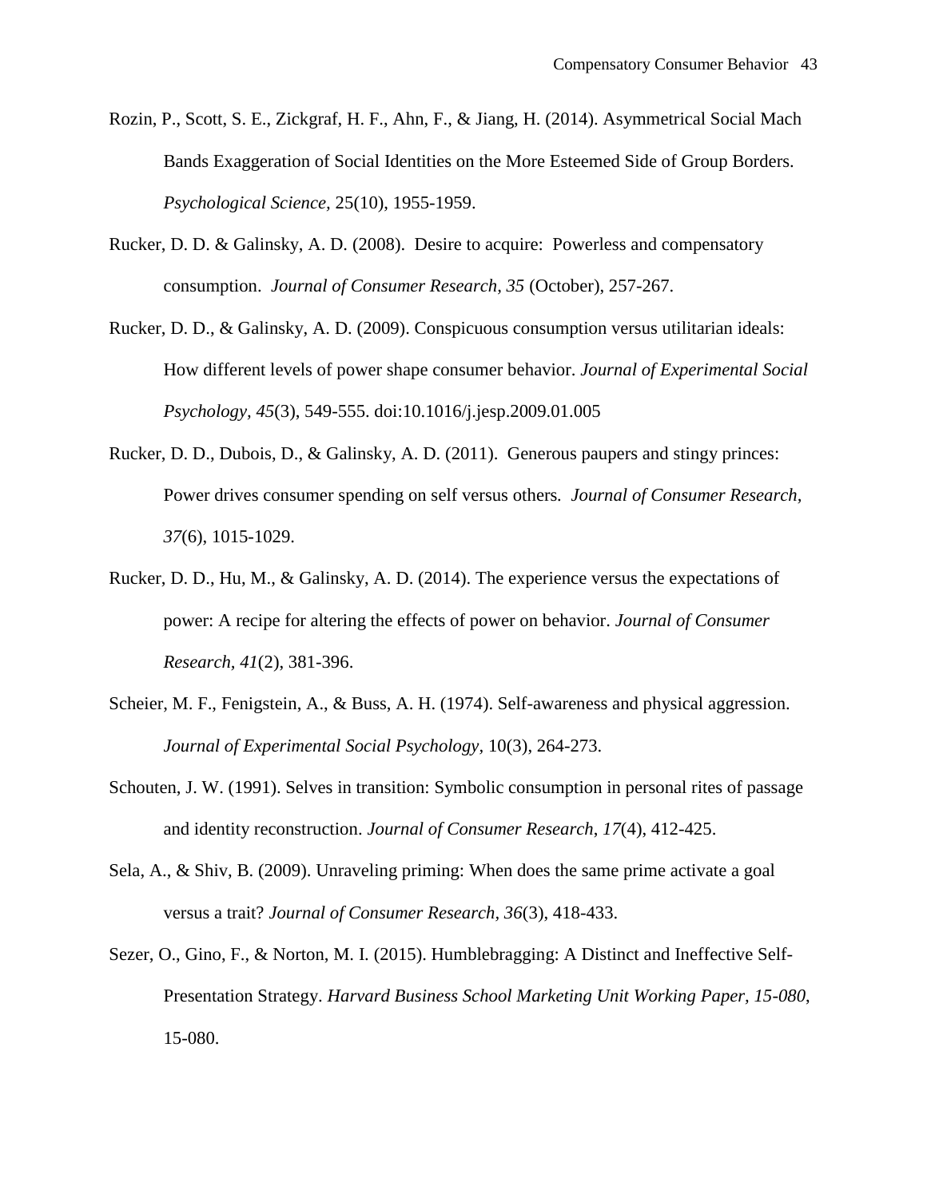Rozin, P., Scott, S. E., Zickgraf, H. F., Ahn, F., & Jiang, H. (2014). Asymmetrical Social Mach Bands Exaggeration of Social Identities on the More Esteemed Side of Group Borders. *Psychological Science,* 25(10), 1955-1959.

Rucker, D. D. & Galinsky, A. D. (2008). Desire to acquire: Powerless and compensatory consumption. *Journal of Consumer Research, 35* (October), 257-267.

Rucker, D. D., & Galinsky, A. D. (2009). Conspicuous consumption versus utilitarian ideals: How different levels of power shape consumer behavior. *Journal of Experimental Social Psychology, 45*(3), 549-555. doi:10.1016/j.jesp.2009.01.005

Rucker, D. D., Dubois, D., & Galinsky, A. D. (2011). Generous paupers and stingy princes: Power drives consumer spending on self versus others. *Journal of Consumer Research, 37*(6), 1015-1029.

Rucker, D. D., Hu, M., & Galinsky, A. D. (2014). The experience versus the expectations of power: A recipe for altering the effects of power on behavior. *Journal of Consumer Research, 41*(2), 381-396.

Scheier, M. F., Fenigstein, A., & Buss, A. H. (1974). Self-awareness and physical aggression. *Journal of Experimental Social Psychology,* 10(3), 264-273.

Schouten, J. W. (1991). Selves in transition: Symbolic consumption in personal rites of passage and identity reconstruction. *Journal of Consumer Research*, *17*(4), 412-425.

Sela, A., & Shiv, B. (2009). Unraveling priming: When does the same prime activate a goal versus a trait? *Journal of Consumer Research, 36*(3), 418-433.

Sezer, O., Gino, F., & Norton, M. I. (2015). Humblebragging: A Distinct and Ineffective Self-Presentation Strategy. *Harvard Business School Marketing Unit Working Paper, 15-080*, 15-080.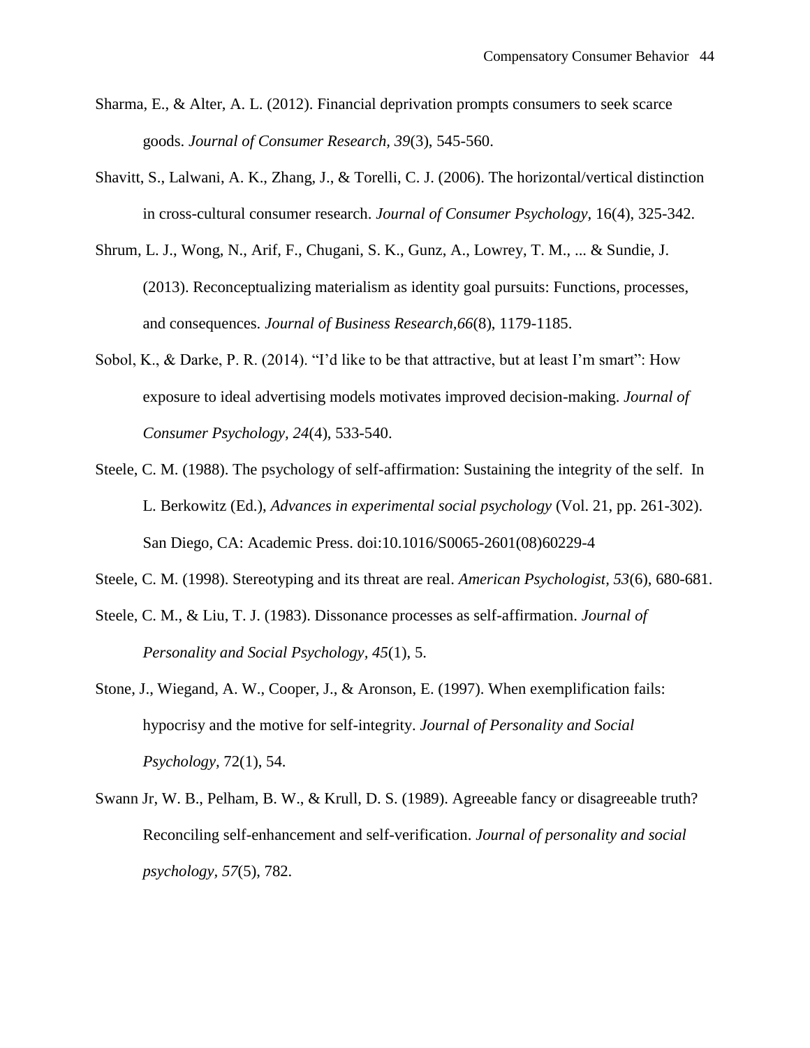Sharma, E., & Alter, A. L. (2012). Financial deprivation prompts consumers to seek scarce goods. *Journal of Consumer Research, 39*(3), 545-560.

Shavitt, S., Lalwani, A. K., Zhang, J., & Torelli, C. J. (2006). The horizontal/vertical distinction in cross-cultural consumer research. *Journal of Consumer Psychology*, 16(4), 325-342.

Shrum, L. J., Wong, N., Arif, F., Chugani, S. K., Gunz, A., Lowrey, T. M., ... & Sundie, J. (2013). Reconceptualizing materialism as identity goal pursuits: Functions, processes, and consequences. *Journal of Business Research,66*(8), 1179-1185.

Sobol, K., & Darke, P. R. (2014). "I'd like to be that attractive, but at least I'm smart": How exposure to ideal advertising models motivates improved decision-making. *Journal of Consumer Psychology, 24*(4), 533-540.

Steele, C. M. (1988). The psychology of self-affirmation: Sustaining the integrity of the self. In L. Berkowitz (Ed.), *Advances in experimental social psychology* (Vol. 21, pp. 261-302). San Diego, CA: Academic Press. doi:10.1016/S0065-2601(08)60229-4

Steele, C. M. (1998). Stereotyping and its threat are real. *American Psychologist*, *53*(6), 680-681.

Steele, C. M., & Liu, T. J. (1983). Dissonance processes as self-affirmation. *Journal of Personality and Social Psychology*, *45*(1), 5.

Stone, J., Wiegand, A. W., Cooper, J., & Aronson, E. (1997). When exemplification fails: hypocrisy and the motive for self-integrity. *Journal of Personality and Social Psychology*, 72(1), 54.

Swann Jr, W. B., Pelham, B. W., & Krull, D. S. (1989). Agreeable fancy or disagreeable truth? Reconciling self-enhancement and self-verification. *Journal of personality and social psychology*, *57*(5), 782.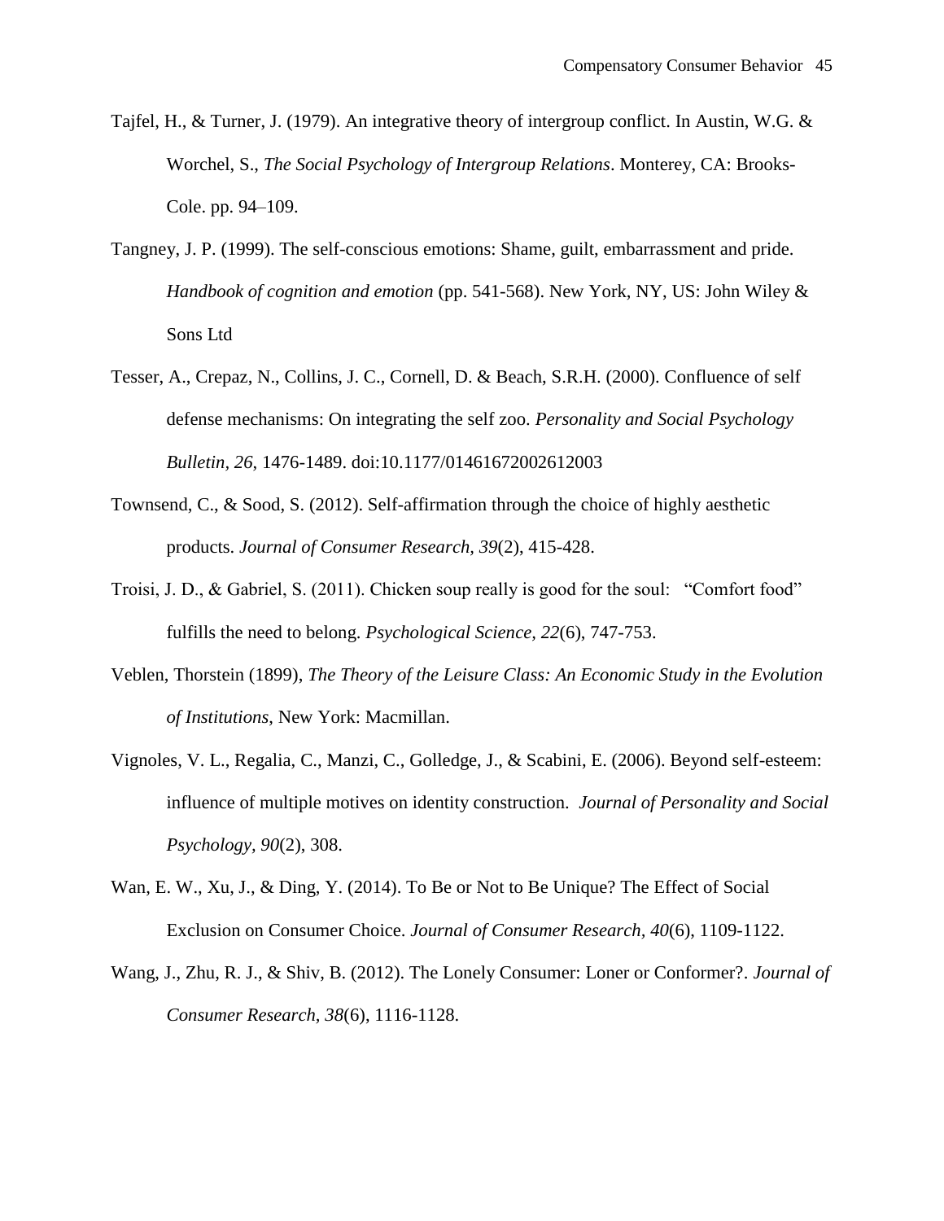Tajfel, H., & Turner, J. (1979). An integrative theory of intergroup conflict. In Austin, W.G. & Worchel, S., *The Social Psychology of Intergroup Relations*. Monterey, CA: Brooks-Cole. pp. 94–109.

Tangney, J. P. (1999). The self-conscious emotions: Shame, guilt, embarrassment and pride. *Handbook of cognition and emotion* (pp. 541-568). New York, NY, US: John Wiley & Sons Ltd

Tesser, A., Crepaz, N., Collins, J. C., Cornell, D. & Beach, S.R.H. (2000). Confluence of self defense mechanisms: On integrating the self zoo. *Personality and Social Psychology Bulletin, 26*, 1476-1489. doi:10.1177/01461672002612003

Townsend, C., & Sood, S. (2012). Self-affirmation through the choice of highly aesthetic products. *Journal of Consumer Research, 39*(2), 415-428.

Troisi, J. D., & Gabriel, S. (2011). Chicken soup really is good for the soul: "Comfort food" fulfills the need to belong. *Psychological Science, 22*(6), 747-753.

Veblen, Thorstein (1899), *The Theory of the Leisure Class: An Economic Study in the Evolution of Institutions*, New York: Macmillan.

Vignoles, V. L., Regalia, C., Manzi, C., Golledge, J., & Scabini, E. (2006). Beyond self-esteem: influence of multiple motives on identity construction. *Journal of Personality and Social Psychology, 90*(2), 308.

Wan, E. W., Xu, J., & Ding, Y. (2014). To Be or Not to Be Unique? The Effect of Social Exclusion on Consumer Choice. *Journal of Consumer Research, 40*(6), 1109-1122.

Wang, J., Zhu, R. J., & Shiv, B. (2012). The Lonely Consumer: Loner or Conformer?. *Journal of Consumer Research, 38*(6), 1116-1128.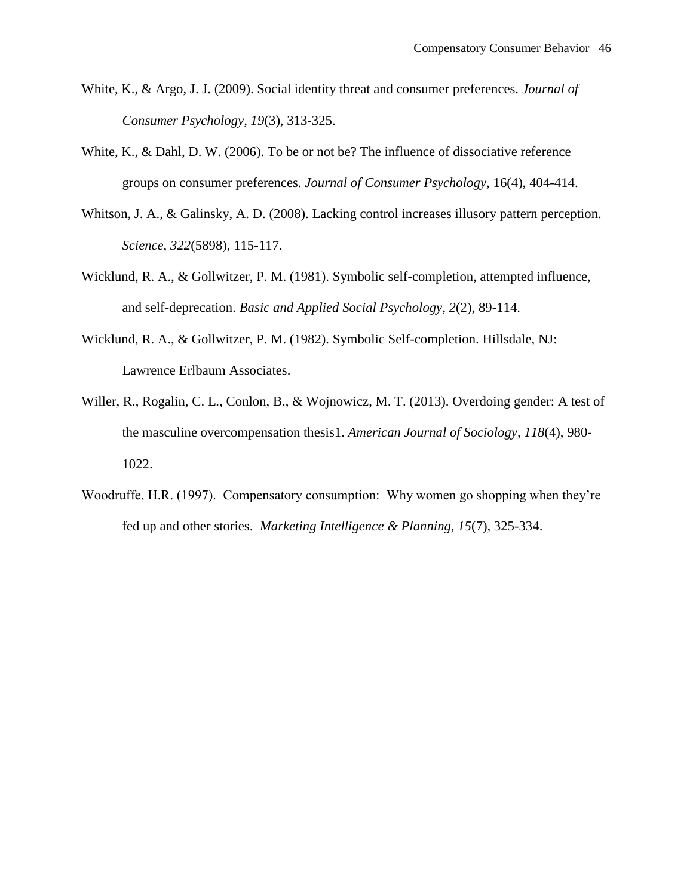White, K., & Argo, J. J. (2009). Social identity threat and consumer preferences. *Journal of Consumer Psychology*, *19*(3), 313-325.

White, K., & Dahl, D. W. (2006). To be or not be? The influence of dissociative reference groups on consumer preferences. *Journal of Consumer Psychology,* 16(4), 404-414.

Whitson, J. A., & Galinsky, A. D. (2008). Lacking control increases illusory pattern perception. *Science*, *322*(5898), 115-117.

Wicklund, R. A., & Gollwitzer, P. M. (1981). Symbolic self-completion, attempted influence, and self-deprecation. *Basic and Applied Social Psychology*, *2*(2), 89-114.

Wicklund, R. A., & Gollwitzer, P. M. (1982). Symbolic Self-completion. Hillsdale, NJ: Lawrence Erlbaum Associates.

Willer, R., Rogalin, C. L., Conlon, B., & Wojnowicz, M. T. (2013). Overdoing gender: A test of the masculine overcompensation thesis1. *American Journal of Sociology*, *118*(4), 980-1022.

Woodruffe, H.R. (1997). Compensatory consumption: Why women go shopping when they're fed up and other stories. *Marketing Intelligence & Planning, 15*(7), 325-334.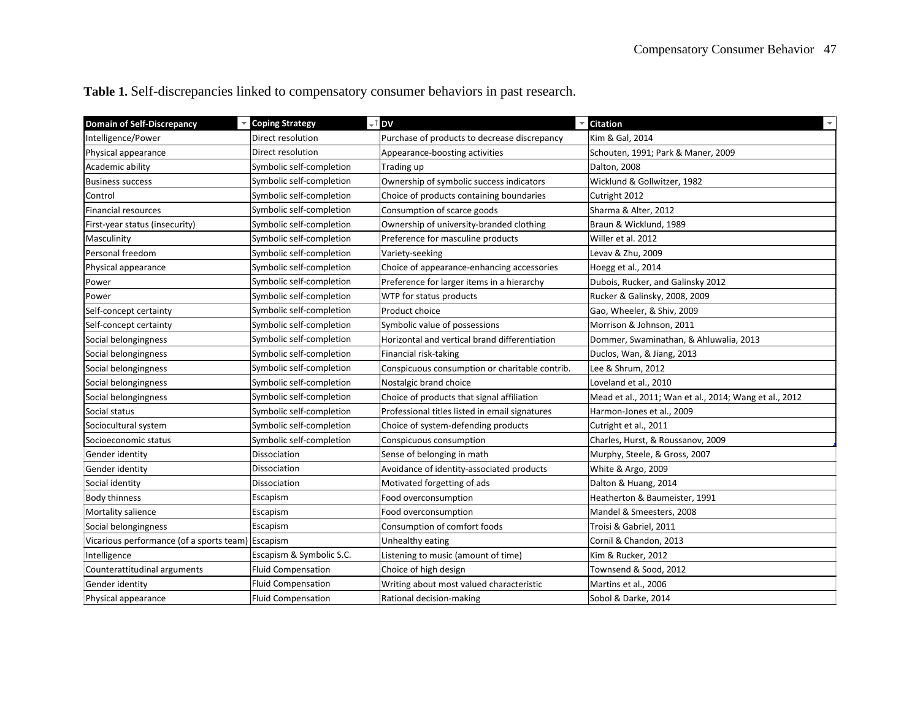**Table 1.** Self-discrepancies linked to compensatory consumer behaviors in past research.

| Domain of Self-Discrepancy | Coping Strategy | DV | Citation |
|---|---|---|---|
| Intelligence/Power | Direct resolution | Purchase of products to decrease discrepancy | Kim & Gal, 2014 |
| Physical appearance | Direct resolution | Appearance-boosting activities | Schouten, 1991; Park & Maner, 2009 |
| Academic ability | Symbolic self-completion | Trading up | Dalton, 2008 |
| Business success | Symbolic self-completion | Ownership of symbolic success indicators | Wicklund & Gollwitzer, 1982 |
| Control | Symbolic self-completion | Choice of products containing boundaries | Cutright 2012 |
| Financial resources | Symbolic self-completion | Consumption of scarce goods | Sharma & Alter, 2012 |
| First-year status (insecurity) | Symbolic self-completion | Ownership of university-branded clothing | Braun & Wicklund, 1989 |
| Masculinity | Symbolic self-completion | Preference for masculine products | Willer et al. 2012 |
| Personal freedom | Symbolic self-completion | Variety-seeking | Levav & Zhu, 2009 |
| Physical appearance | Symbolic self-completion | Choice of appearance-enhancing accessories | Hoegg et al., 2014 |
| Power | Symbolic self-completion | Preference for larger items in a hierarchy | Dubois, Rucker, and Galinsky 2012 |
| Power | Symbolic self-completion | WTP for status products | Rucker & Galinsky, 2008, 2009 |
| Self-concept certainty | Symbolic self-completion | Product choice | Gao, Wheeler, & Shiv, 2009 |
| Self-concept certainty | Symbolic self-completion | Symbolic value of possessions | Morrison & Johnson, 2011 |
| Social belongingness | Symbolic self-completion | Horizontal and vertical brand differentiation | Dommer, Swaminathan, & Ahluwalia, 2013 |
| Social belongingness | Symbolic self-completion | Financial risk-taking | Duclos, Wan, & Jiang, 2013 |
| Social belongingness | Symbolic self-completion | Conspicuous consumption or charitable contrib. | Lee & Shrum, 2012 |
| Social belongingness | Symbolic self-completion | Nostalgic brand choice | Loveland et al., 2010 |
| Social belongingness | Symbolic self-completion | Choice of products that signal affiliation | Mead et al., 2011; Wan et al., 2014; Wang et al., 2012 |
| Social status | Symbolic self-completion | Professional titles listed in email signatures | Harmon-Jones et al., 2009 |
| Sociocultural system | Symbolic self-completion | Choice of system-defending products | Cutright et al., 2011 |
| Socioeconomic status | Symbolic self-completion | Conspicuous consumption | Charles, Hurst, & Roussanov, 2009 |
| Gender identity | Dissociation | Sense of belonging in math | Murphy, Steele, & Gross, 2007 |
| Gender identity | Dissociation | Avoidance of identity-associated products | White & Argo, 2009 |
| Social identity | Dissociation | Motivated forgetting of ads | Dalton & Huang, 2014 |
| Body thinness | Escapism | Food overconsumption | Heatherton & Baumeister, 1991 |
| Mortality salience | Escapism | Food overconsumption | Mandel & Smeesters, 2008 |
| Social belongingness | Escapism | Consumption of comfort foods | Troisi & Gabriel, 2011 |
| Vicarious performance (of a sports team) | Escapism | Unhealthy eating | Cornil & Chandon, 2013 |
| Intelligence | Escapism & Symbolic S.C. | Listening to music (amount of time) | Kim & Rucker, 2012 |
| Counterattitudinal arguments | Fluid Compensation | Choice of high design | Townsend & Sood, 2012 |
| Gender identity | Fluid Compensation | Writing about most valued characteristic | Martins et al., 2006 |
| Physical appearance | Fluid Compensation | Rational decision-making | Sobol & Darke, 2014 |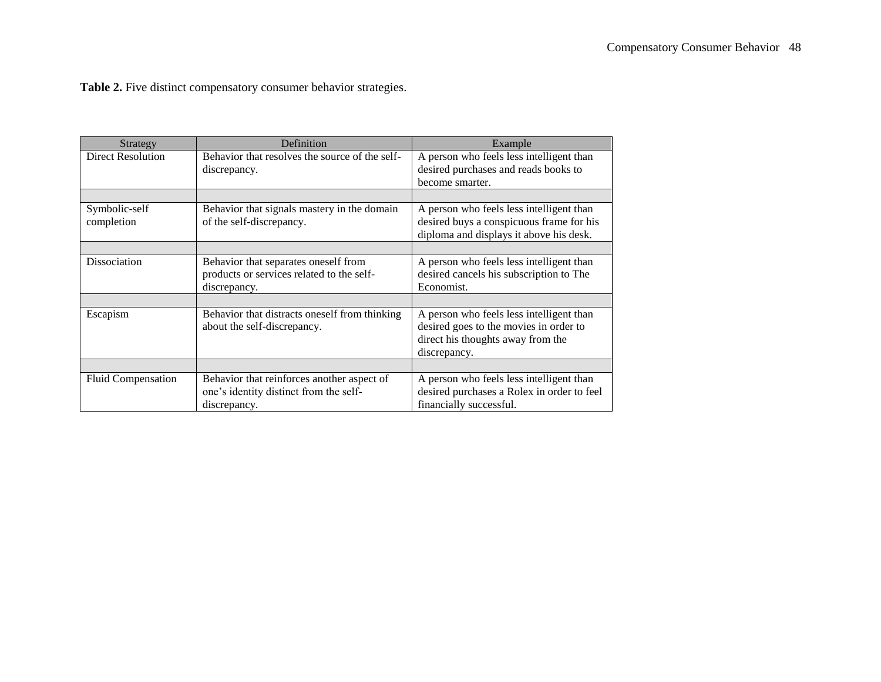**Table 2.** Five distinct compensatory consumer behavior strategies.

| Strategy | Definition | Example |
|---|---|---|
| Direct Resolution | Behavior that resolves the source of the self-discrepancy. | A person who feels less intelligent than desired purchases and reads books to become smarter. |
| Symbolic-self completion | Behavior that signals mastery in the domain of the self-discrepancy. | A person who feels less intelligent than desired buys a conspicuous frame for his diploma and displays it above his desk. |
| Dissociation | Behavior that separates oneself from products or services related to the self-discrepancy. | A person who feels less intelligent than desired cancels his subscription to The Economist. |
| Escapism | Behavior that distracts oneself from thinking about the self-discrepancy. | A person who feels less intelligent than desired goes to the movies in order to direct his thoughts away from the discrepancy. |
| Fluid Compensation | Behavior that reinforces another aspect of one's identity distinct from the self-discrepancy. | A person who feels less intelligent than desired purchases a Rolex in order to feel financially successful. |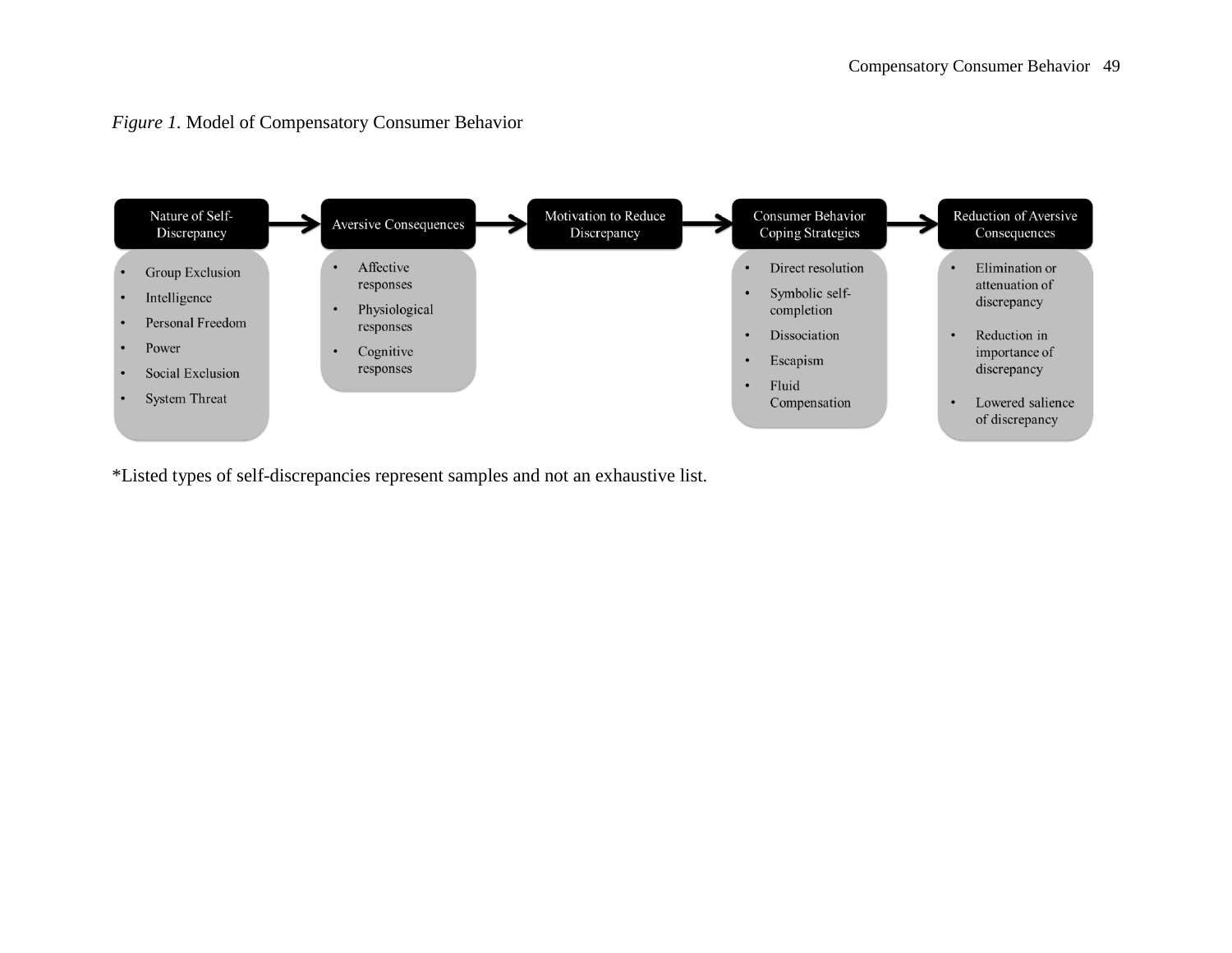*Figure 1.* Model of Compensatory Consumer Behavior

Nature of Self-Discrepancy
- Group Exclusion
- Intelligence
- Personal Freedom
- Power
- Social Exclusion
- System Threat

Aversive Consequences
- Affective responses
- Physiological responses
- Cognitive responses

Motivation to Reduce Discrepancy

Consumer Behavior Coping Strategies
- Direct resolution
- Symbolic self-completion
- Dissociation
- Escapism
- Fluid Compensation

Reduction of Aversive Consequences
- Elimination or attenuation of discrepancy
- Reduction in importance of discrepancy
- Lowered salience of discrepancy

*Listed types of self-discrepancies represent samples and not an exhaustive list.